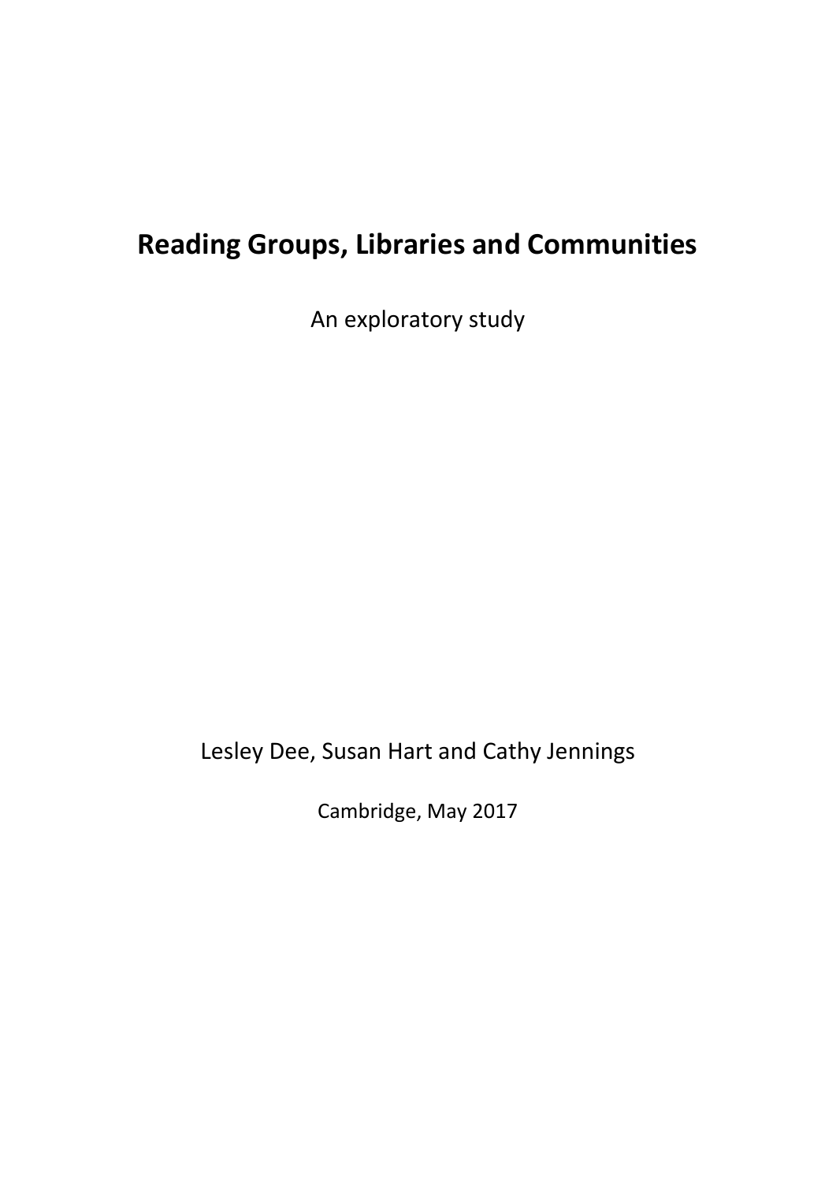# Reading Groups, Libraries and Communities

An exploratory study

Lesley Dee, Susan Hart and Cathy Jennings

Cambridge, May 2017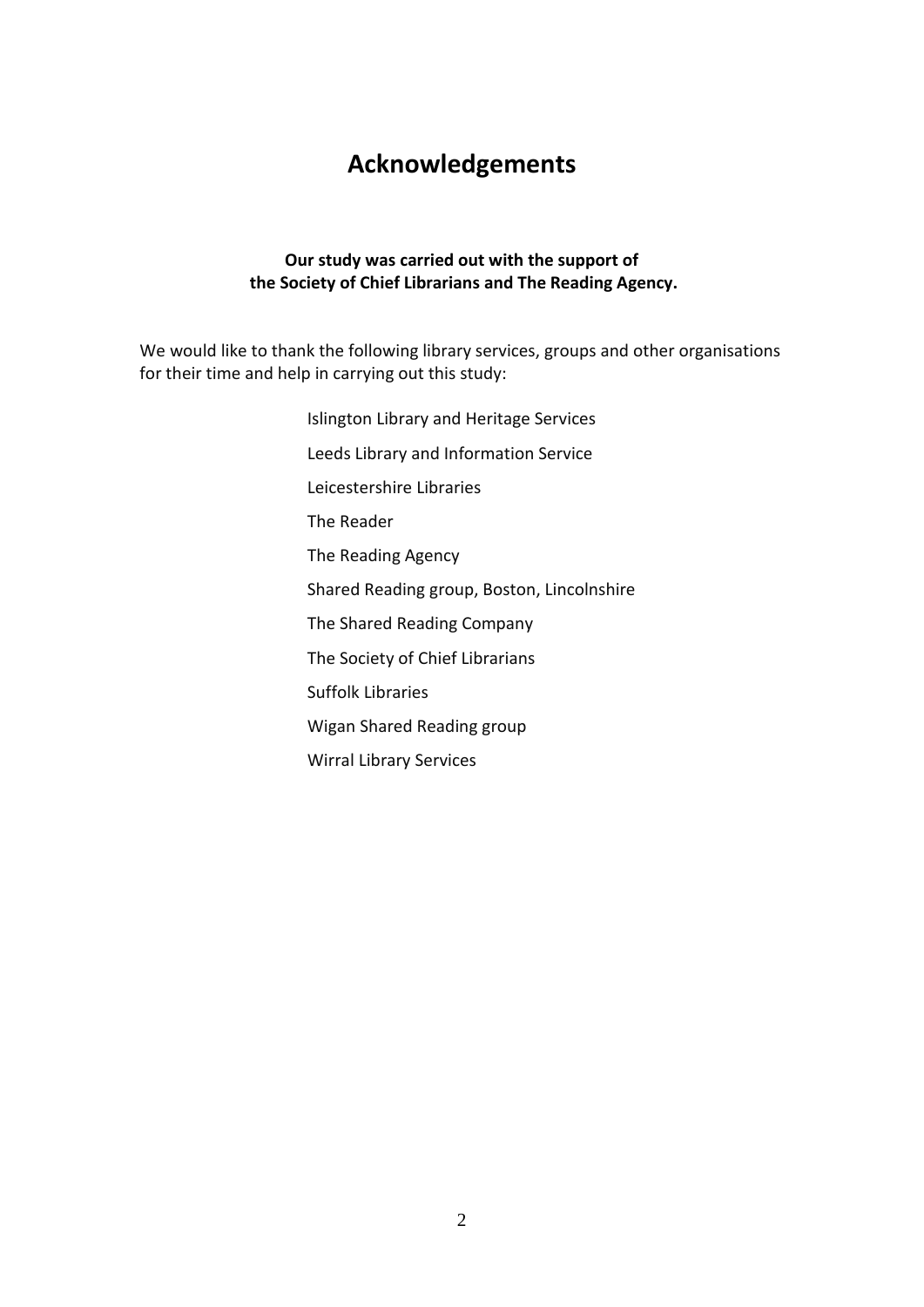# Acknowledgements

**Our study was carried out with the support of the Society of Chief Librarians and The Reading Agency.**

We would like to thank the following library services, groups and other organisations for their time and help in carrying out this study:

Islington Library and Heritage Services

Leeds Library and Information Service

Leicestershire Libraries

The Reader

The Reading Agency

Shared Reading group, Boston, Lincolnshire

The Shared Reading Company

The Society of Chief Librarians

Suffolk Libraries

Wigan Shared Reading group

Wirral Library Services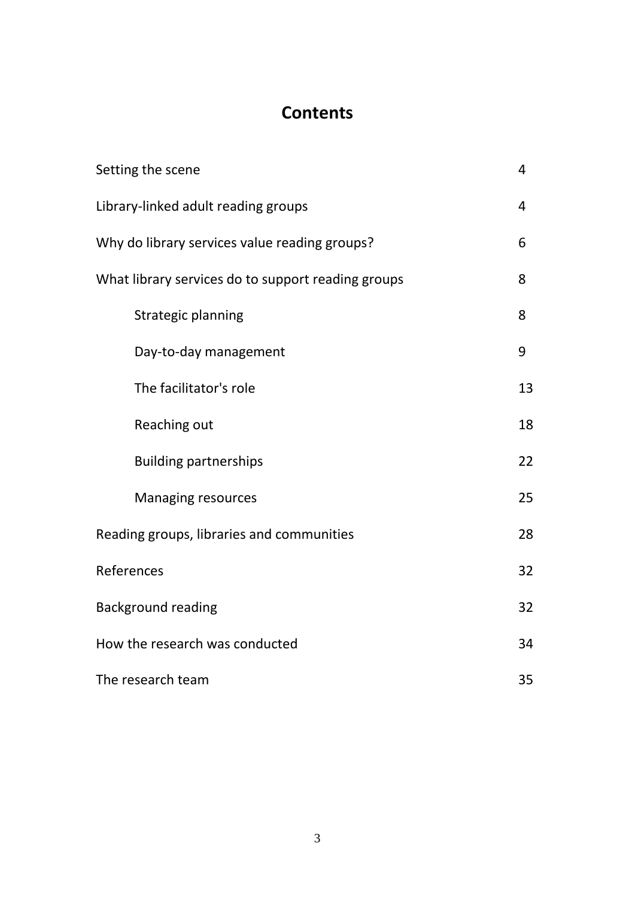# Contents

| | |
|---|---|
| Setting the scene | 4 |
| Library-linked adult reading groups | 4 |
| Why do library services value reading groups? | 6 |
| What library services do to support reading groups | 8 |
| Strategic planning | 8 |
| Day-to-day management | 9 |
| The facilitator's role | 13 |
| Reaching out | 18 |
| Building partnerships | 22 |
| Managing resources | 25 |
| Reading groups, libraries and communities | 28 |
| References | 32 |
| Background reading | 32 |
| How the research was conducted | 34 |
| The research team | 35 |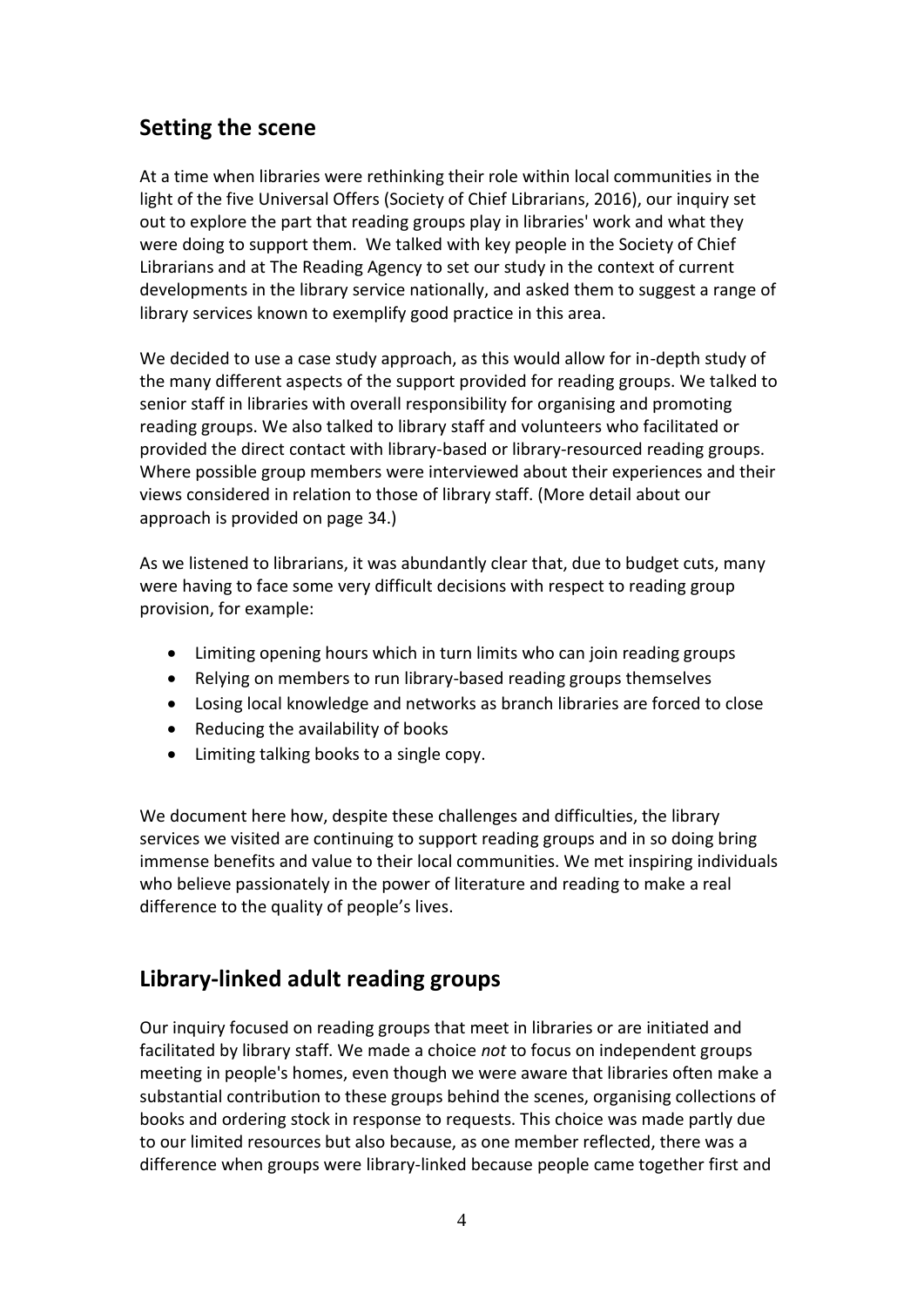## Setting the scene

At a time when libraries were rethinking their role within local communities in the light of the five Universal Offers (Society of Chief Librarians, 2016), our inquiry set out to explore the part that reading groups play in libraries' work and what they were doing to support them. We talked with key people in the Society of Chief Librarians and at The Reading Agency to set our study in the context of current developments in the library service nationally, and asked them to suggest a range of library services known to exemplify good practice in this area.

We decided to use a case study approach, as this would allow for in-depth study of the many different aspects of the support provided for reading groups. We talked to senior staff in libraries with overall responsibility for organising and promoting reading groups. We also talked to library staff and volunteers who facilitated or provided the direct contact with library-based or library-resourced reading groups. Where possible group members were interviewed about their experiences and their views considered in relation to those of library staff. (More detail about our approach is provided on page 34.)

As we listened to librarians, it was abundantly clear that, due to budget cuts, many were having to face some very difficult decisions with respect to reading group provision, for example:

- Limiting opening hours which in turn limits who can join reading groups
- Relying on members to run library-based reading groups themselves
- Losing local knowledge and networks as branch libraries are forced to close
- Reducing the availability of books
- Limiting talking books to a single copy.

We document here how, despite these challenges and difficulties, the library services we visited are continuing to support reading groups and in so doing bring immense benefits and value to their local communities. We met inspiring individuals who believe passionately in the power of literature and reading to make a real difference to the quality of people's lives.

## Library-linked adult reading groups

Our inquiry focused on reading groups that meet in libraries or are initiated and facilitated by library staff. We made a choice *not* to focus on independent groups meeting in people's homes, even though we were aware that libraries often make a substantial contribution to these groups behind the scenes, organising collections of books and ordering stock in response to requests. This choice was made partly due to our limited resources but also because, as one member reflected, there was a difference when groups were library-linked because people came together first and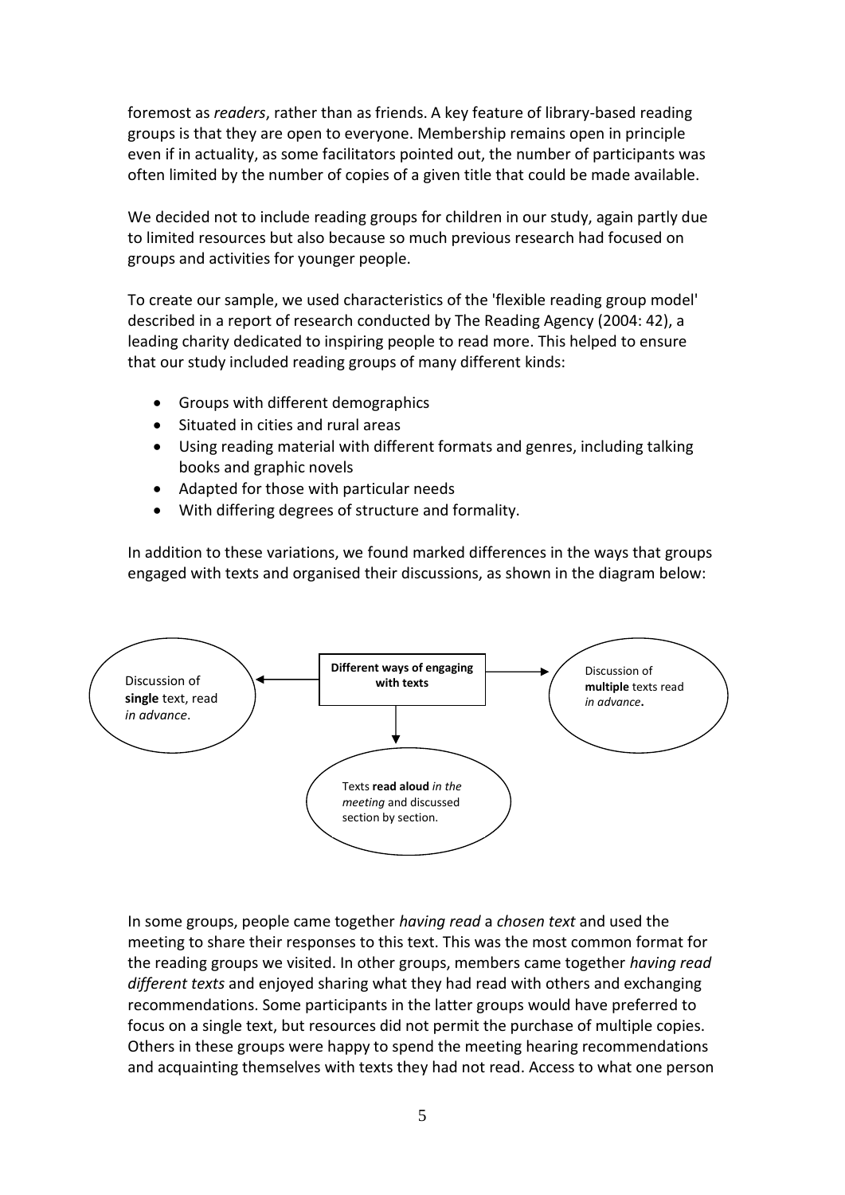foremost as *readers*, rather than as friends. A key feature of library-based reading groups is that they are open to everyone. Membership remains open in principle even if in actuality, as some facilitators pointed out, the number of participants was often limited by the number of copies of a given title that could be made available.

We decided not to include reading groups for children in our study, again partly due to limited resources but also because so much previous research had focused on groups and activities for younger people.

To create our sample, we used characteristics of the 'flexible reading group model' described in a report of research conducted by The Reading Agency (2004: 42), a leading charity dedicated to inspiring people to read more. This helped to ensure that our study included reading groups of many different kinds:

- Groups with different demographics
- Situated in cities and rural areas
- Using reading material with different formats and genres, including talking books and graphic novels
- Adapted for those with particular needs
- With differing degrees of structure and formality.

In addition to these variations, we found marked differences in the ways that groups engaged with texts and organised their discussions, as shown in the diagram below:

**Different ways of engaging with texts**

- Discussion of **single** text, read *in advance*.
- Discussion of **multiple** texts read *in advance*.
- Texts **read aloud** *in the meeting* and discussed section by section.

In some groups, people came together *having read* a *chosen text* and used the meeting to share their responses to this text. This was the most common format for the reading groups we visited. In other groups, members came together *having read different texts* and enjoyed sharing what they had read with others and exchanging recommendations. Some participants in the latter groups would have preferred to focus on a single text, but resources did not permit the purchase of multiple copies. Others in these groups were happy to spend the meeting hearing recommendations and acquainting themselves with texts they had not read. Access to what one person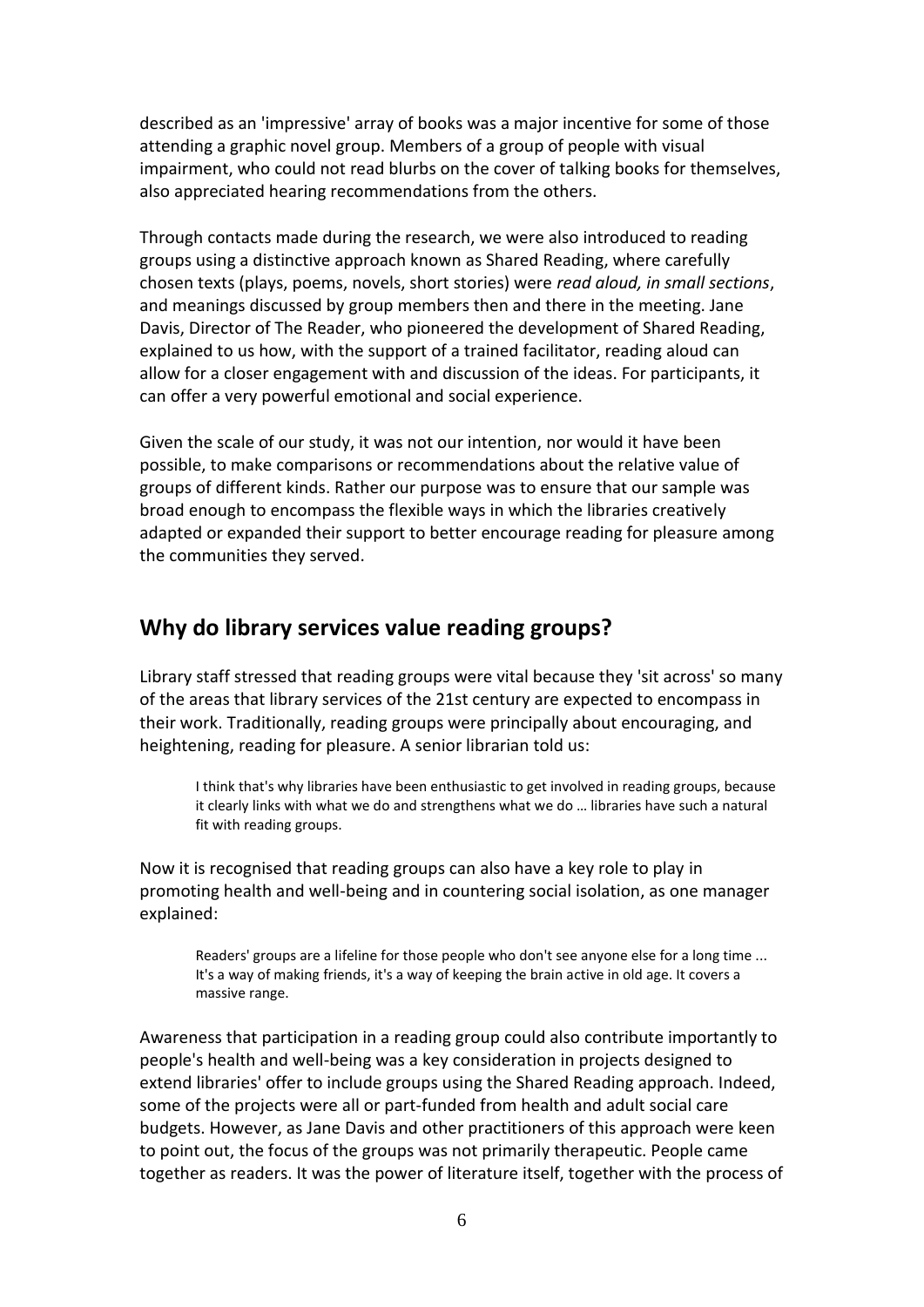described as an 'impressive' array of books was a major incentive for some of those attending a graphic novel group. Members of a group of people with visual impairment, who could not read blurbs on the cover of talking books for themselves, also appreciated hearing recommendations from the others.

Through contacts made during the research, we were also introduced to reading groups using a distinctive approach known as Shared Reading, where carefully chosen texts (plays, poems, novels, short stories) were *read aloud, in small sections*, and meanings discussed by group members then and there in the meeting. Jane Davis, Director of The Reader, who pioneered the development of Shared Reading, explained to us how, with the support of a trained facilitator, reading aloud can allow for a closer engagement with and discussion of the ideas. For participants, it can offer a very powerful emotional and social experience.

Given the scale of our study, it was not our intention, nor would it have been possible, to make comparisons or recommendations about the relative value of groups of different kinds. Rather our purpose was to ensure that our sample was broad enough to encompass the flexible ways in which the libraries creatively adapted or expanded their support to better encourage reading for pleasure among the communities they served.

## Why do library services value reading groups?

Library staff stressed that reading groups were vital because they 'sit across' so many of the areas that library services of the 21st century are expected to encompass in their work. Traditionally, reading groups were principally about encouraging, and heightening, reading for pleasure. A senior librarian told us:

> I think that's why libraries have been enthusiastic to get involved in reading groups, because it clearly links with what we do and strengthens what we do … libraries have such a natural fit with reading groups.

Now it is recognised that reading groups can also have a key role to play in promoting health and well-being and in countering social isolation, as one manager explained:

> Readers' groups are a lifeline for those people who don't see anyone else for a long time ... It's a way of making friends, it's a way of keeping the brain active in old age. It covers a massive range.

Awareness that participation in a reading group could also contribute importantly to people's health and well-being was a key consideration in projects designed to extend libraries' offer to include groups using the Shared Reading approach. Indeed, some of the projects were all or part-funded from health and adult social care budgets. However, as Jane Davis and other practitioners of this approach were keen to point out, the focus of the groups was not primarily therapeutic. People came together as readers. It was the power of literature itself, together with the process of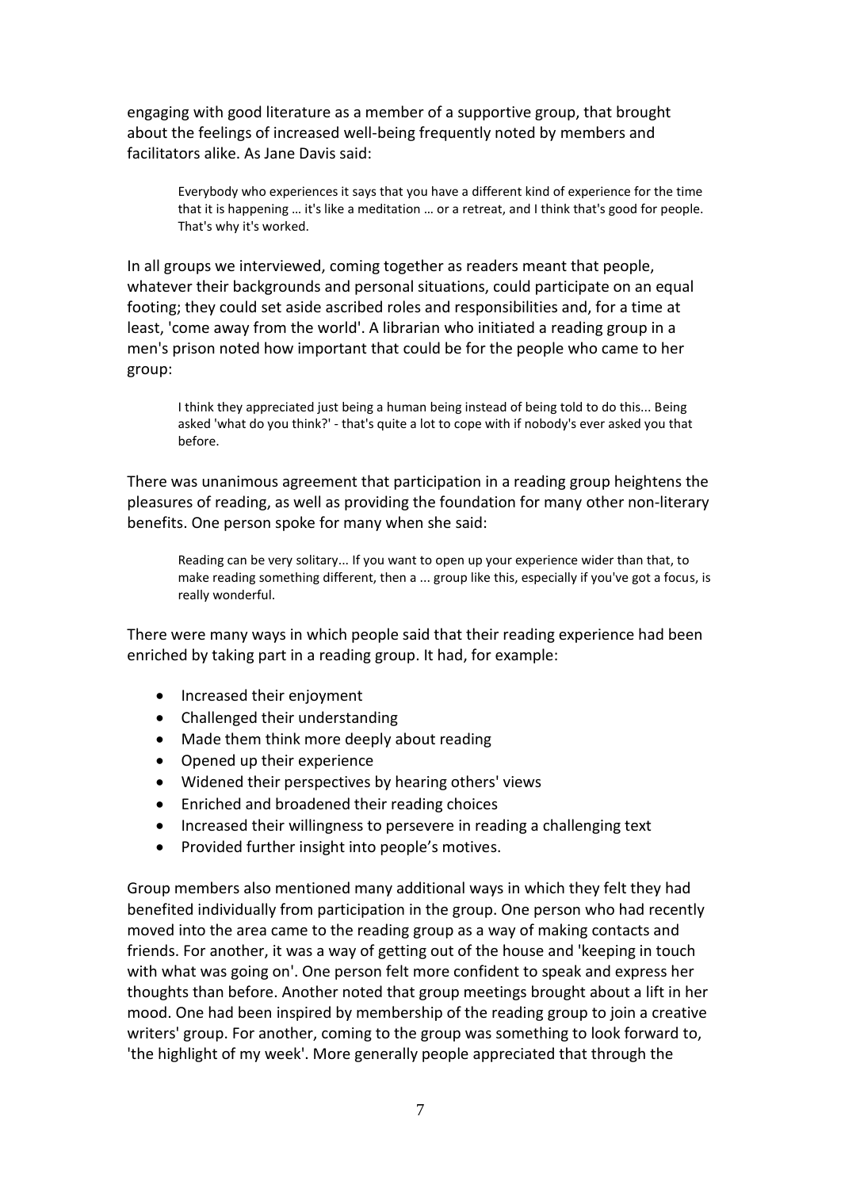engaging with good literature as a member of a supportive group, that brought about the feelings of increased well-being frequently noted by members and facilitators alike. As Jane Davis said:

> Everybody who experiences it says that you have a different kind of experience for the time that it is happening … it's like a meditation … or a retreat, and I think that's good for people. That's why it's worked.

In all groups we interviewed, coming together as readers meant that people, whatever their backgrounds and personal situations, could participate on an equal footing; they could set aside ascribed roles and responsibilities and, for a time at least, 'come away from the world'. A librarian who initiated a reading group in a men's prison noted how important that could be for the people who came to her group:

> I think they appreciated just being a human being instead of being told to do this... Being asked 'what do you think?' - that's quite a lot to cope with if nobody's ever asked you that before.

There was unanimous agreement that participation in a reading group heightens the pleasures of reading, as well as providing the foundation for many other non-literary benefits. One person spoke for many when she said:

> Reading can be very solitary... If you want to open up your experience wider than that, to make reading something different, then a ... group like this, especially if you've got a focus, is really wonderful.

There were many ways in which people said that their reading experience had been enriched by taking part in a reading group. It had, for example:

- Increased their enjoyment
- Challenged their understanding
- Made them think more deeply about reading
- Opened up their experience
- Widened their perspectives by hearing others' views
- Enriched and broadened their reading choices
- Increased their willingness to persevere in reading a challenging text
- Provided further insight into people's motives.

Group members also mentioned many additional ways in which they felt they had benefited individually from participation in the group. One person who had recently moved into the area came to the reading group as a way of making contacts and friends. For another, it was a way of getting out of the house and 'keeping in touch with what was going on'. One person felt more confident to speak and express her thoughts than before. Another noted that group meetings brought about a lift in her mood. One had been inspired by membership of the reading group to join a creative writers' group. For another, coming to the group was something to look forward to, 'the highlight of my week'. More generally people appreciated that through the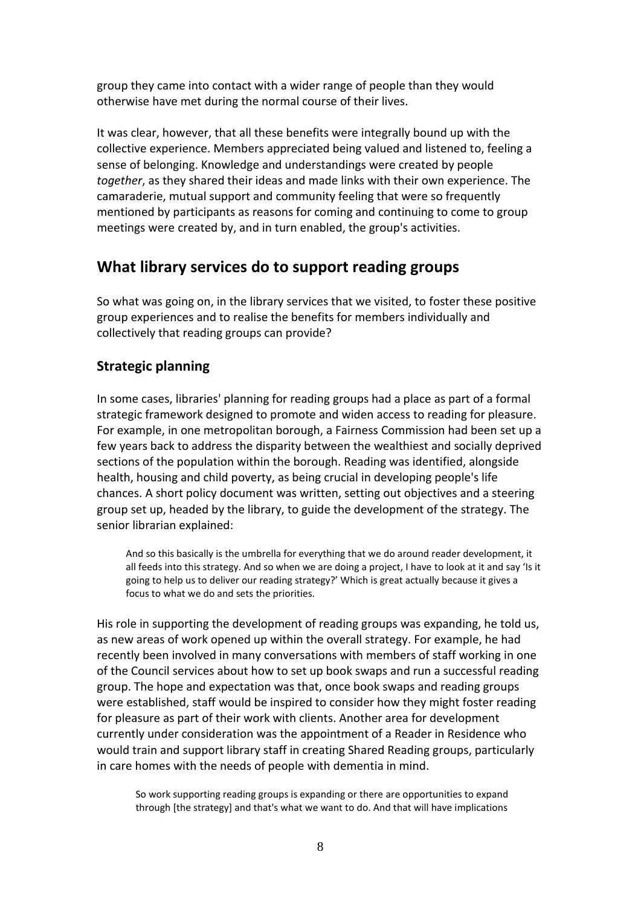group they came into contact with a wider range of people than they would otherwise have met during the normal course of their lives.

It was clear, however, that all these benefits were integrally bound up with the collective experience. Members appreciated being valued and listened to, feeling a sense of belonging. Knowledge and understandings were created by people *together*, as they shared their ideas and made links with their own experience. The camaraderie, mutual support and community feeling that were so frequently mentioned by participants as reasons for coming and continuing to come to group meetings were created by, and in turn enabled, the group's activities.

## What library services do to support reading groups

So what was going on, in the library services that we visited, to foster these positive group experiences and to realise the benefits for members individually and collectively that reading groups can provide?

### Strategic planning

In some cases, libraries' planning for reading groups had a place as part of a formal strategic framework designed to promote and widen access to reading for pleasure. For example, in one metropolitan borough, a Fairness Commission had been set up a few years back to address the disparity between the wealthiest and socially deprived sections of the population within the borough. Reading was identified, alongside health, housing and child poverty, as being crucial in developing people's life chances. A short policy document was written, setting out objectives and a steering group set up, headed by the library, to guide the development of the strategy. The senior librarian explained:

> And so this basically is the umbrella for everything that we do around reader development, it all feeds into this strategy. And so when we are doing a project, I have to look at it and say 'Is it going to help us to deliver our reading strategy?' Which is great actually because it gives a focus to what we do and sets the priorities.

His role in supporting the development of reading groups was expanding, he told us, as new areas of work opened up within the overall strategy. For example, he had recently been involved in many conversations with members of staff working in one of the Council services about how to set up book swaps and run a successful reading group. The hope and expectation was that, once book swaps and reading groups were established, staff would be inspired to consider how they might foster reading for pleasure as part of their work with clients. Another area for development currently under consideration was the appointment of a Reader in Residence who would train and support library staff in creating Shared Reading groups, particularly in care homes with the needs of people with dementia in mind.

> So work supporting reading groups is expanding or there are opportunities to expand through [the strategy] and that's what we want to do. And that will have implications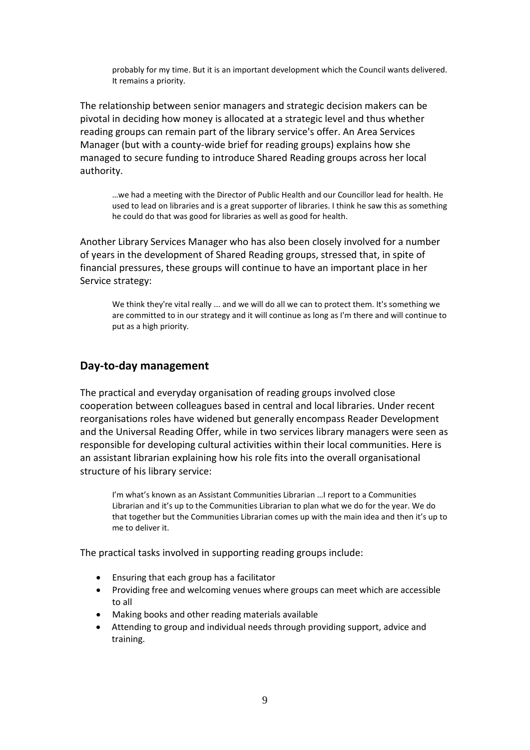> probably for my time. But it is an important development which the Council wants delivered. It remains a priority.

The relationship between senior managers and strategic decision makers can be pivotal in deciding how money is allocated at a strategic level and thus whether reading groups can remain part of the library service's offer. An Area Services Manager (but with a county-wide brief for reading groups) explains how she managed to secure funding to introduce Shared Reading groups across her local authority.

> …we had a meeting with the Director of Public Health and our Councillor lead for health. He used to lead on libraries and is a great supporter of libraries. I think he saw this as something he could do that was good for libraries as well as good for health.

Another Library Services Manager who has also been closely involved for a number of years in the development of Shared Reading groups, stressed that, in spite of financial pressures, these groups will continue to have an important place in her Service strategy:

> We think they're vital really ... and we will do all we can to protect them. It's something we are committed to in our strategy and it will continue as long as I'm there and will continue to put as a high priority.

## Day-to-day management

The practical and everyday organisation of reading groups involved close cooperation between colleagues based in central and local libraries. Under recent reorganisations roles have widened but generally encompass Reader Development and the Universal Reading Offer, while in two services library managers were seen as responsible for developing cultural activities within their local communities. Here is an assistant librarian explaining how his role fits into the overall organisational structure of his library service:

> I'm what's known as an Assistant Communities Librarian …I report to a Communities Librarian and it's up to the Communities Librarian to plan what we do for the year. We do that together but the Communities Librarian comes up with the main idea and then it's up to me to deliver it.

The practical tasks involved in supporting reading groups include:

- Ensuring that each group has a facilitator
- Providing free and welcoming venues where groups can meet which are accessible to all
- Making books and other reading materials available
- Attending to group and individual needs through providing support, advice and training.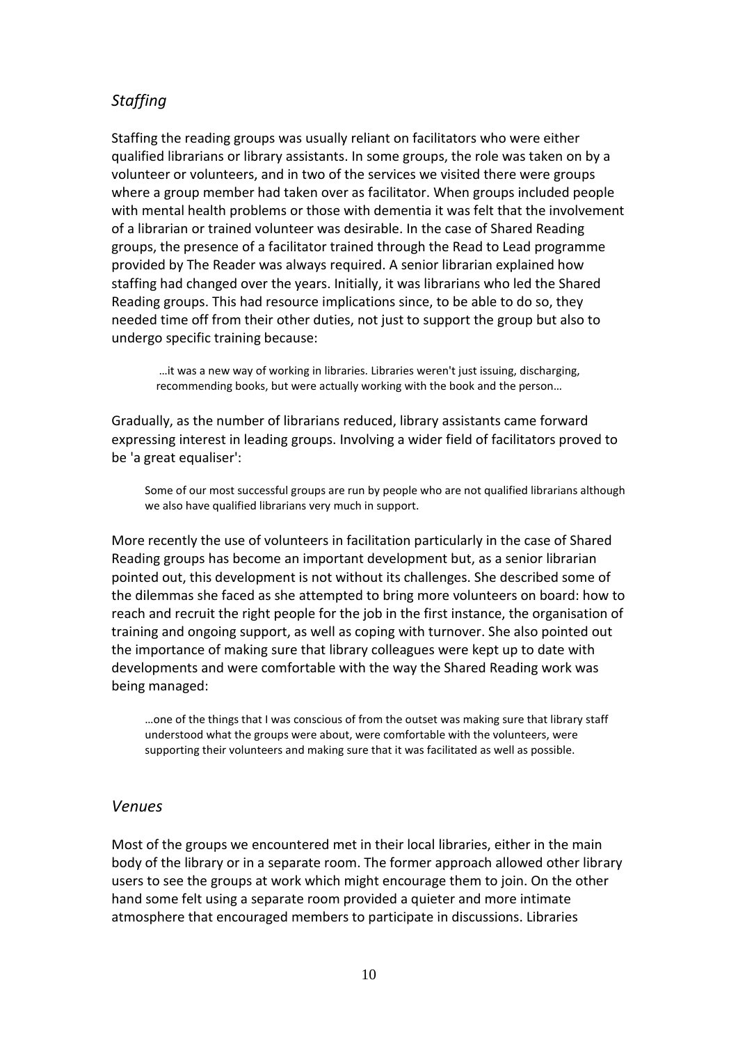## *Staffing*

Staffing the reading groups was usually reliant on facilitators who were either qualified librarians or library assistants. In some groups, the role was taken on by a volunteer or volunteers, and in two of the services we visited there were groups where a group member had taken over as facilitator. When groups included people with mental health problems or those with dementia it was felt that the involvement of a librarian or trained volunteer was desirable. In the case of Shared Reading groups, the presence of a facilitator trained through the Read to Lead programme provided by The Reader was always required. A senior librarian explained how staffing had changed over the years. Initially, it was librarians who led the Shared Reading groups. This had resource implications since, to be able to do so, they needed time off from their other duties, not just to support the group but also to undergo specific training because:

> …it was a new way of working in libraries. Libraries weren't just issuing, discharging, recommending books, but were actually working with the book and the person…

Gradually, as the number of librarians reduced, library assistants came forward expressing interest in leading groups. Involving a wider field of facilitators proved to be 'a great equaliser':

> Some of our most successful groups are run by people who are not qualified librarians although we also have qualified librarians very much in support.

More recently the use of volunteers in facilitation particularly in the case of Shared Reading groups has become an important development but, as a senior librarian pointed out, this development is not without its challenges. She described some of the dilemmas she faced as she attempted to bring more volunteers on board: how to reach and recruit the right people for the job in the first instance, the organisation of training and ongoing support, as well as coping with turnover. She also pointed out the importance of making sure that library colleagues were kept up to date with developments and were comfortable with the way the Shared Reading work was being managed:

> …one of the things that I was conscious of from the outset was making sure that library staff understood what the groups were about, were comfortable with the volunteers, were supporting their volunteers and making sure that it was facilitated as well as possible.

## *Venues*

Most of the groups we encountered met in their local libraries, either in the main body of the library or in a separate room. The former approach allowed other library users to see the groups at work which might encourage them to join. On the other hand some felt using a separate room provided a quieter and more intimate atmosphere that encouraged members to participate in discussions. Libraries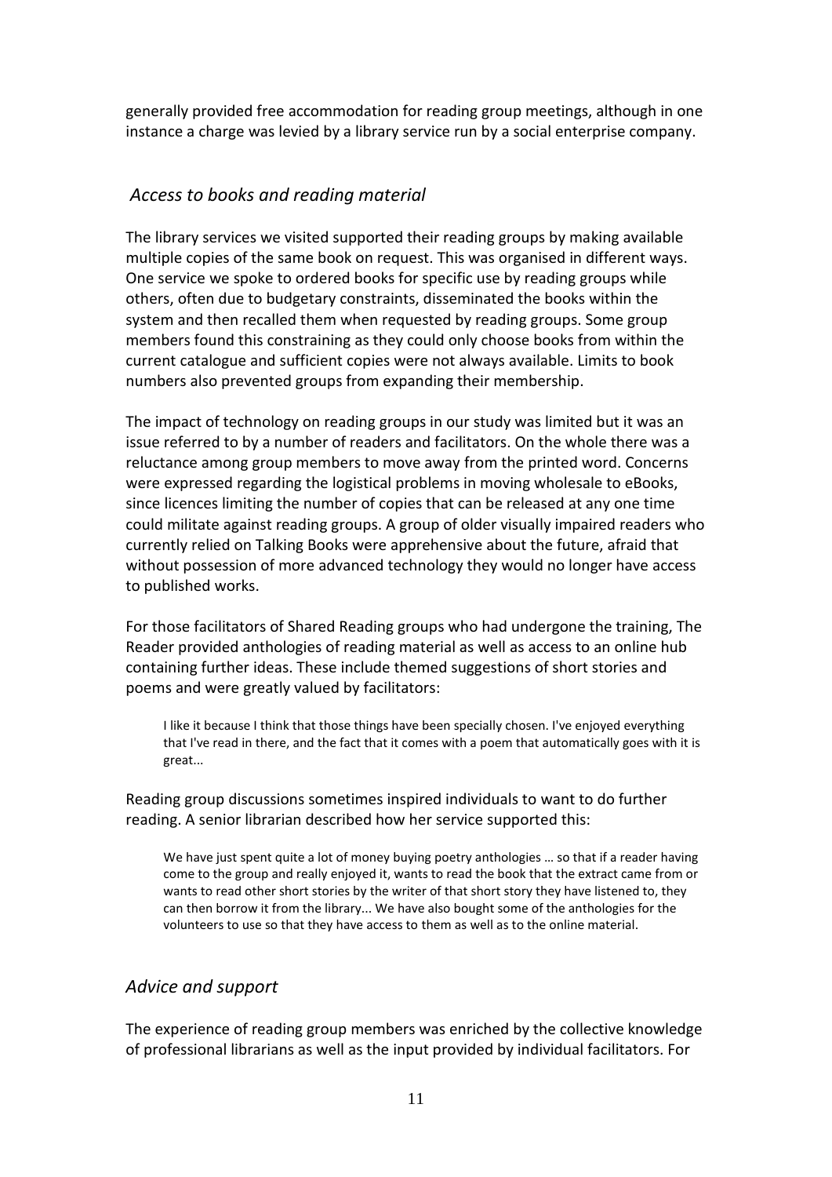generally provided free accommodation for reading group meetings, although in one instance a charge was levied by a library service run by a social enterprise company.

### *Access to books and reading material*

The library services we visited supported their reading groups by making available multiple copies of the same book on request. This was organised in different ways. One service we spoke to ordered books for specific use by reading groups while others, often due to budgetary constraints, disseminated the books within the system and then recalled them when requested by reading groups. Some group members found this constraining as they could only choose books from within the current catalogue and sufficient copies were not always available. Limits to book numbers also prevented groups from expanding their membership.

The impact of technology on reading groups in our study was limited but it was an issue referred to by a number of readers and facilitators. On the whole there was a reluctance among group members to move away from the printed word. Concerns were expressed regarding the logistical problems in moving wholesale to eBooks, since licences limiting the number of copies that can be released at any one time could militate against reading groups. A group of older visually impaired readers who currently relied on Talking Books were apprehensive about the future, afraid that without possession of more advanced technology they would no longer have access to published works.

For those facilitators of Shared Reading groups who had undergone the training, The Reader provided anthologies of reading material as well as access to an online hub containing further ideas. These include themed suggestions of short stories and poems and were greatly valued by facilitators:

> I like it because I think that those things have been specially chosen. I've enjoyed everything that I've read in there, and the fact that it comes with a poem that automatically goes with it is great...

Reading group discussions sometimes inspired individuals to want to do further reading. A senior librarian described how her service supported this:

> We have just spent quite a lot of money buying poetry anthologies … so that if a reader having come to the group and really enjoyed it, wants to read the book that the extract came from or wants to read other short stories by the writer of that short story they have listened to, they can then borrow it from the library... We have also bought some of the anthologies for the volunteers to use so that they have access to them as well as to the online material.

### *Advice and support*

The experience of reading group members was enriched by the collective knowledge of professional librarians as well as the input provided by individual facilitators. For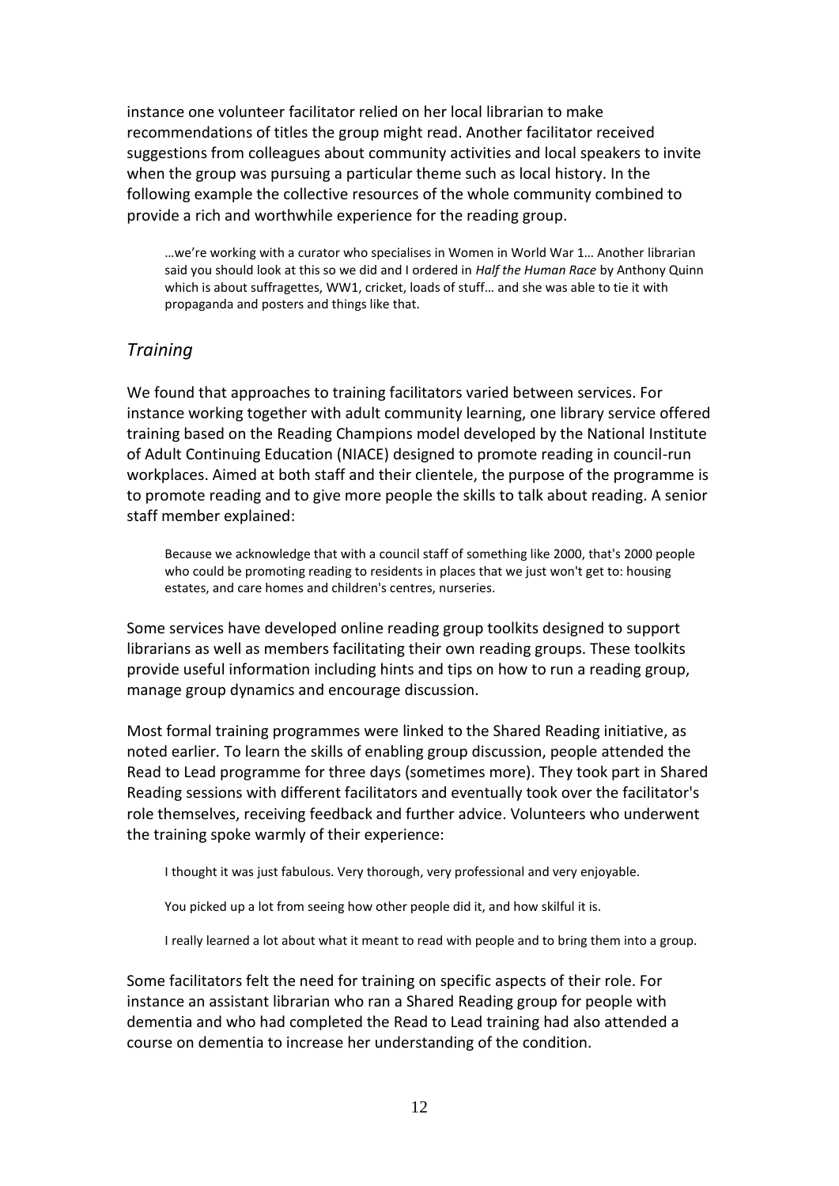instance one volunteer facilitator relied on her local librarian to make recommendations of titles the group might read. Another facilitator received suggestions from colleagues about community activities and local speakers to invite when the group was pursuing a particular theme such as local history. In the following example the collective resources of the whole community combined to provide a rich and worthwhile experience for the reading group.

> …we're working with a curator who specialises in Women in World War 1… Another librarian said you should look at this so we did and I ordered in *Half the Human Race* by Anthony Quinn which is about suffragettes, WW1, cricket, loads of stuff… and she was able to tie it with propaganda and posters and things like that.

## *Training*

We found that approaches to training facilitators varied between services. For instance working together with adult community learning, one library service offered training based on the Reading Champions model developed by the National Institute of Adult Continuing Education (NIACE) designed to promote reading in council-run workplaces. Aimed at both staff and their clientele, the purpose of the programme is to promote reading and to give more people the skills to talk about reading. A senior staff member explained:

> Because we acknowledge that with a council staff of something like 2000, that's 2000 people who could be promoting reading to residents in places that we just won't get to: housing estates, and care homes and children's centres, nurseries.

Some services have developed online reading group toolkits designed to support librarians as well as members facilitating their own reading groups. These toolkits provide useful information including hints and tips on how to run a reading group, manage group dynamics and encourage discussion.

Most formal training programmes were linked to the Shared Reading initiative, as noted earlier. To learn the skills of enabling group discussion, people attended the Read to Lead programme for three days (sometimes more). They took part in Shared Reading sessions with different facilitators and eventually took over the facilitator's role themselves, receiving feedback and further advice. Volunteers who underwent the training spoke warmly of their experience:

> I thought it was just fabulous. Very thorough, very professional and very enjoyable.

> You picked up a lot from seeing how other people did it, and how skilful it is.

> I really learned a lot about what it meant to read with people and to bring them into a group.

Some facilitators felt the need for training on specific aspects of their role. For instance an assistant librarian who ran a Shared Reading group for people with dementia and who had completed the Read to Lead training had also attended a course on dementia to increase her understanding of the condition.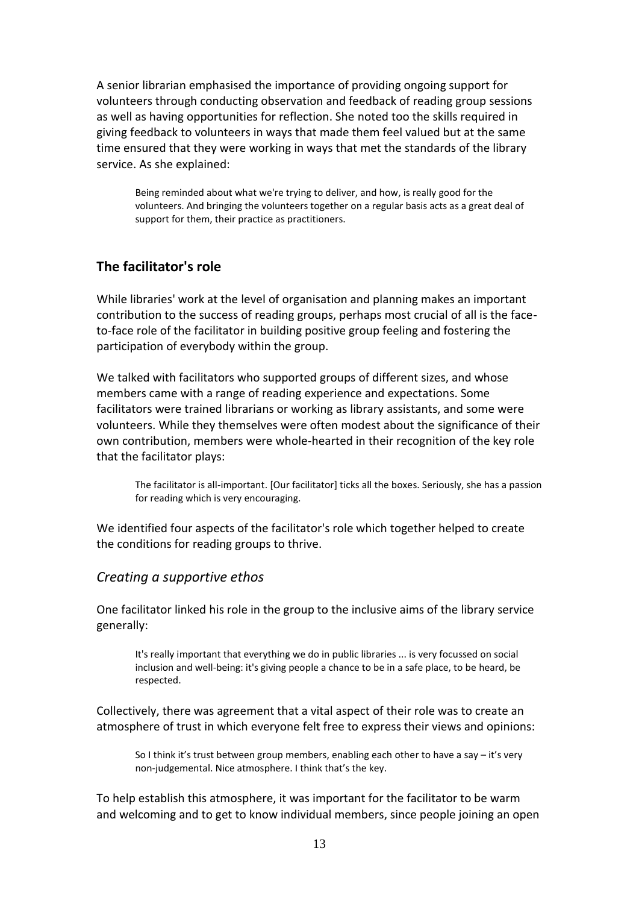A senior librarian emphasised the importance of providing ongoing support for volunteers through conducting observation and feedback of reading group sessions as well as having opportunities for reflection. She noted too the skills required in giving feedback to volunteers in ways that made them feel valued but at the same time ensured that they were working in ways that met the standards of the library service. As she explained:

> Being reminded about what we're trying to deliver, and how, is really good for the volunteers. And bringing the volunteers together on a regular basis acts as a great deal of support for them, their practice as practitioners.

## The facilitator's role

While libraries' work at the level of organisation and planning makes an important contribution to the success of reading groups, perhaps most crucial of all is the face-to-face role of the facilitator in building positive group feeling and fostering the participation of everybody within the group.

We talked with facilitators who supported groups of different sizes, and whose members came with a range of reading experience and expectations. Some facilitators were trained librarians or working as library assistants, and some were volunteers. While they themselves were often modest about the significance of their own contribution, members were whole-hearted in their recognition of the key role that the facilitator plays:

> The facilitator is all-important. [Our facilitator] ticks all the boxes. Seriously, she has a passion for reading which is very encouraging.

We identified four aspects of the facilitator's role which together helped to create the conditions for reading groups to thrive.

### *Creating a supportive ethos*

One facilitator linked his role in the group to the inclusive aims of the library service generally:

> It's really important that everything we do in public libraries ... is very focussed on social inclusion and well-being: it's giving people a chance to be in a safe place, to be heard, be respected.

Collectively, there was agreement that a vital aspect of their role was to create an atmosphere of trust in which everyone felt free to express their views and opinions:

> So I think it's trust between group members, enabling each other to have a say – it's very non-judgemental. Nice atmosphere. I think that's the key.

To help establish this atmosphere, it was important for the facilitator to be warm and welcoming and to get to know individual members, since people joining an open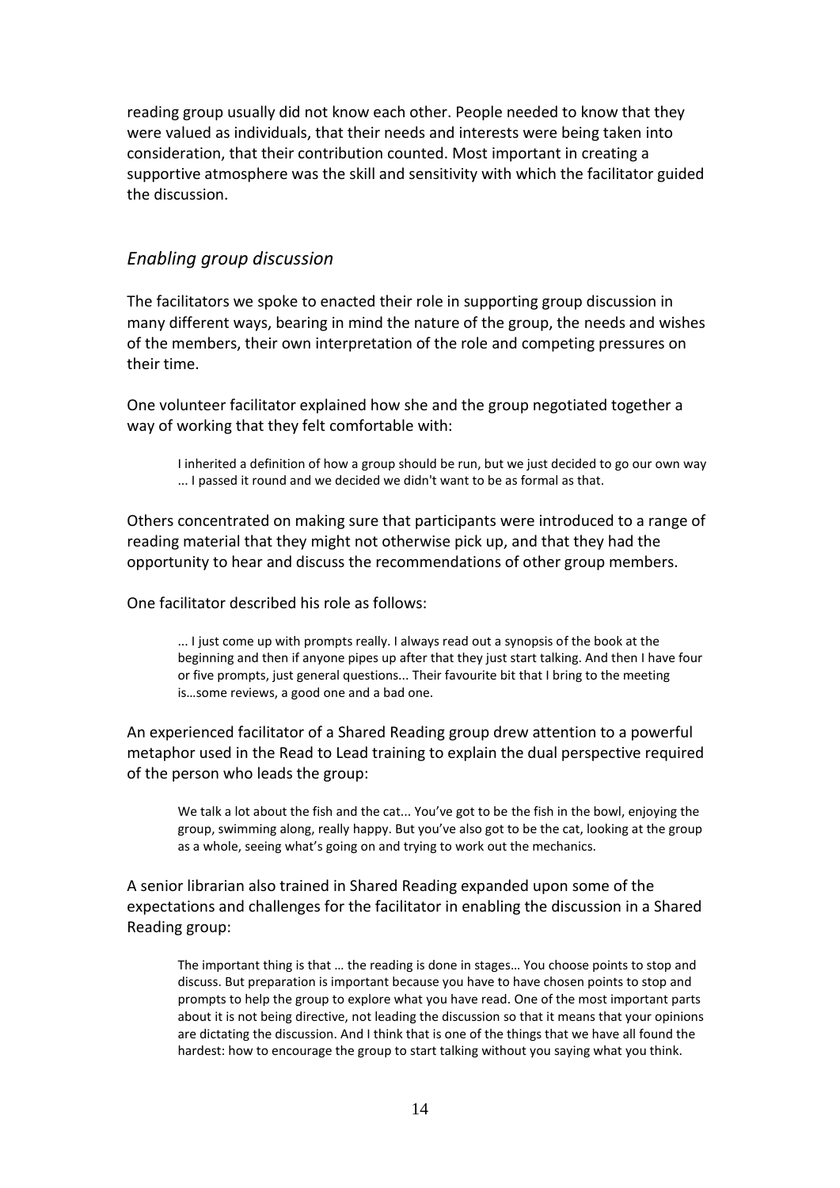reading group usually did not know each other. People needed to know that they were valued as individuals, that their needs and interests were being taken into consideration, that their contribution counted. Most important in creating a supportive atmosphere was the skill and sensitivity with which the facilitator guided the discussion.

### *Enabling group discussion*

The facilitators we spoke to enacted their role in supporting group discussion in many different ways, bearing in mind the nature of the group, the needs and wishes of the members, their own interpretation of the role and competing pressures on their time.

One volunteer facilitator explained how she and the group negotiated together a way of working that they felt comfortable with:

> I inherited a definition of how a group should be run, but we just decided to go our own way ... I passed it round and we decided we didn't want to be as formal as that.

Others concentrated on making sure that participants were introduced to a range of reading material that they might not otherwise pick up, and that they had the opportunity to hear and discuss the recommendations of other group members.

One facilitator described his role as follows:

> ... I just come up with prompts really. I always read out a synopsis of the book at the beginning and then if anyone pipes up after that they just start talking. And then I have four or five prompts, just general questions... Their favourite bit that I bring to the meeting is…some reviews, a good one and a bad one.

An experienced facilitator of a Shared Reading group drew attention to a powerful metaphor used in the Read to Lead training to explain the dual perspective required of the person who leads the group:

> We talk a lot about the fish and the cat... You've got to be the fish in the bowl, enjoying the group, swimming along, really happy. But you've also got to be the cat, looking at the group as a whole, seeing what's going on and trying to work out the mechanics.

A senior librarian also trained in Shared Reading expanded upon some of the expectations and challenges for the facilitator in enabling the discussion in a Shared Reading group:

> The important thing is that … the reading is done in stages… You choose points to stop and discuss. But preparation is important because you have to have chosen points to stop and prompts to help the group to explore what you have read. One of the most important parts about it is not being directive, not leading the discussion so that it means that your opinions are dictating the discussion. And I think that is one of the things that we have all found the hardest: how to encourage the group to start talking without you saying what you think.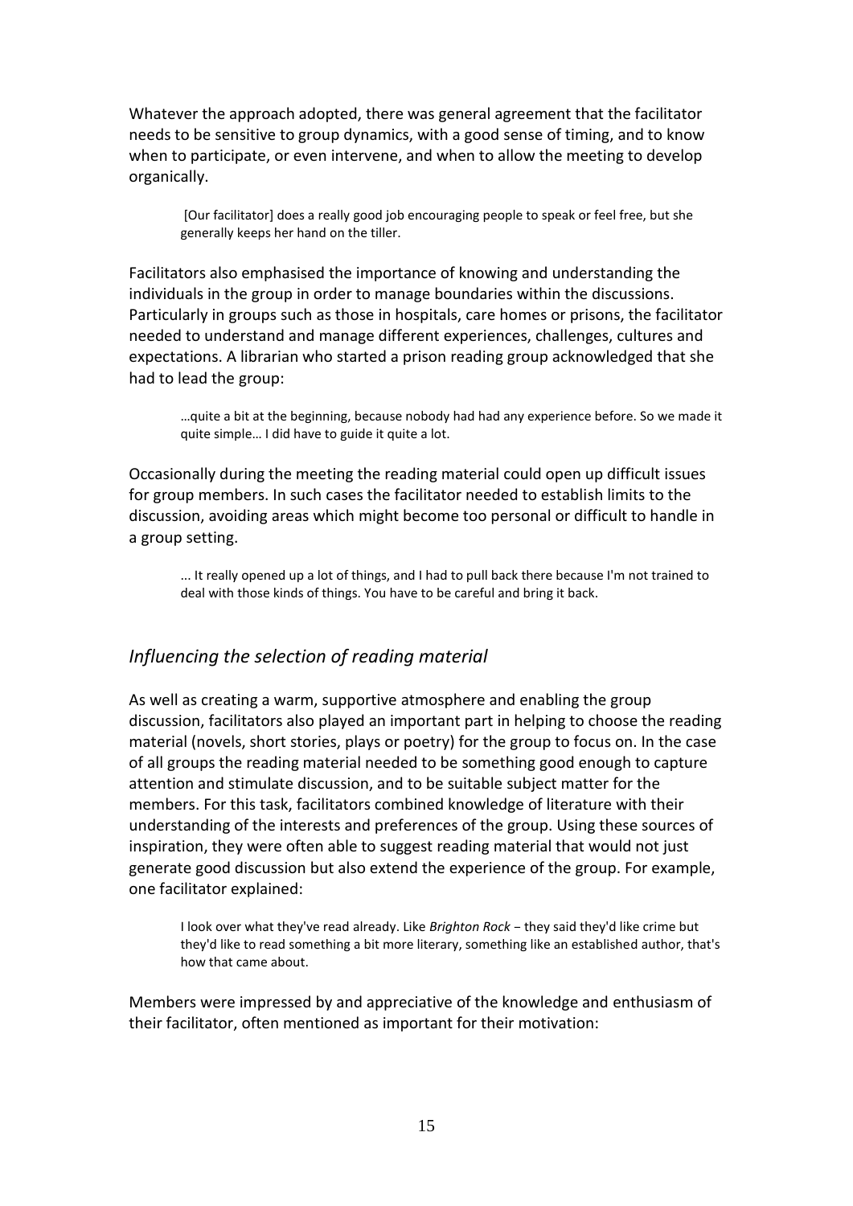Whatever the approach adopted, there was general agreement that the facilitator needs to be sensitive to group dynamics, with a good sense of timing, and to know when to participate, or even intervene, and when to allow the meeting to develop organically.

> [Our facilitator] does a really good job encouraging people to speak or feel free, but she generally keeps her hand on the tiller.

Facilitators also emphasised the importance of knowing and understanding the individuals in the group in order to manage boundaries within the discussions. Particularly in groups such as those in hospitals, care homes or prisons, the facilitator needed to understand and manage different experiences, challenges, cultures and expectations. A librarian who started a prison reading group acknowledged that she had to lead the group:

> …quite a bit at the beginning, because nobody had had any experience before. So we made it quite simple… I did have to guide it quite a lot.

Occasionally during the meeting the reading material could open up difficult issues for group members. In such cases the facilitator needed to establish limits to the discussion, avoiding areas which might become too personal or difficult to handle in a group setting.

> ... It really opened up a lot of things, and I had to pull back there because I'm not trained to deal with those kinds of things. You have to be careful and bring it back.

### *Influencing the selection of reading material*

As well as creating a warm, supportive atmosphere and enabling the group discussion, facilitators also played an important part in helping to choose the reading material (novels, short stories, plays or poetry) for the group to focus on. In the case of all groups the reading material needed to be something good enough to capture attention and stimulate discussion, and to be suitable subject matter for the members. For this task, facilitators combined knowledge of literature with their understanding of the interests and preferences of the group. Using these sources of inspiration, they were often able to suggest reading material that would not just generate good discussion but also extend the experience of the group. For example, one facilitator explained:

> I look over what they've read already. Like *Brighton Rock* – they said they'd like crime but they'd like to read something a bit more literary, something like an established author, that's how that came about.

Members were impressed by and appreciative of the knowledge and enthusiasm of their facilitator, often mentioned as important for their motivation: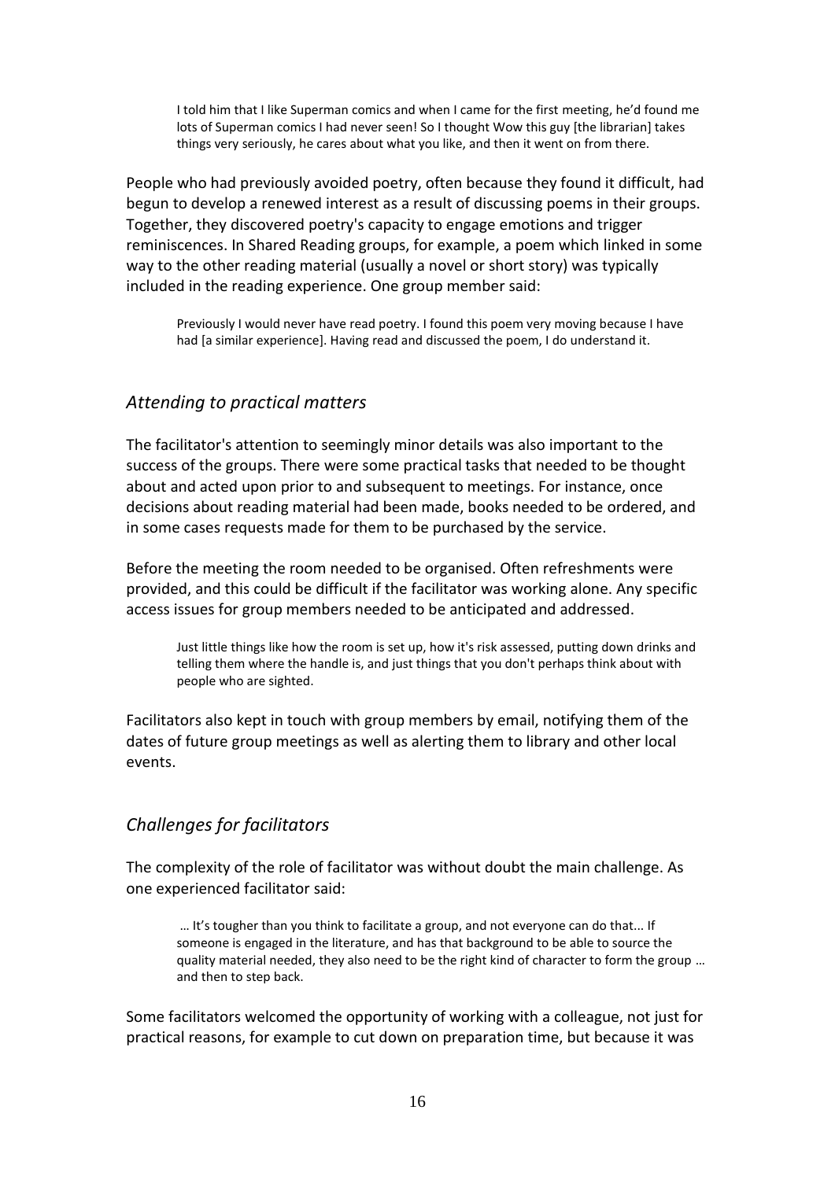> I told him that I like Superman comics and when I came for the first meeting, he'd found me lots of Superman comics I had never seen! So I thought Wow this guy [the librarian] takes things very seriously, he cares about what you like, and then it went on from there.

People who had previously avoided poetry, often because they found it difficult, had begun to develop a renewed interest as a result of discussing poems in their groups. Together, they discovered poetry's capacity to engage emotions and trigger reminiscences. In Shared Reading groups, for example, a poem which linked in some way to the other reading material (usually a novel or short story) was typically included in the reading experience. One group member said:

> Previously I would never have read poetry. I found this poem very moving because I have had [a similar experience]. Having read and discussed the poem, I do understand it.

### *Attending to practical matters*

The facilitator's attention to seemingly minor details was also important to the success of the groups. There were some practical tasks that needed to be thought about and acted upon prior to and subsequent to meetings. For instance, once decisions about reading material had been made, books needed to be ordered, and in some cases requests made for them to be purchased by the service.

Before the meeting the room needed to be organised. Often refreshments were provided, and this could be difficult if the facilitator was working alone. Any specific access issues for group members needed to be anticipated and addressed.

> Just little things like how the room is set up, how it's risk assessed, putting down drinks and telling them where the handle is, and just things that you don't perhaps think about with people who are sighted.

Facilitators also kept in touch with group members by email, notifying them of the dates of future group meetings as well as alerting them to library and other local events.

### *Challenges for facilitators*

The complexity of the role of facilitator was without doubt the main challenge. As one experienced facilitator said:

> … It's tougher than you think to facilitate a group, and not everyone can do that... If someone is engaged in the literature, and has that background to be able to source the quality material needed, they also need to be the right kind of character to form the group … and then to step back.

Some facilitators welcomed the opportunity of working with a colleague, not just for practical reasons, for example to cut down on preparation time, but because it was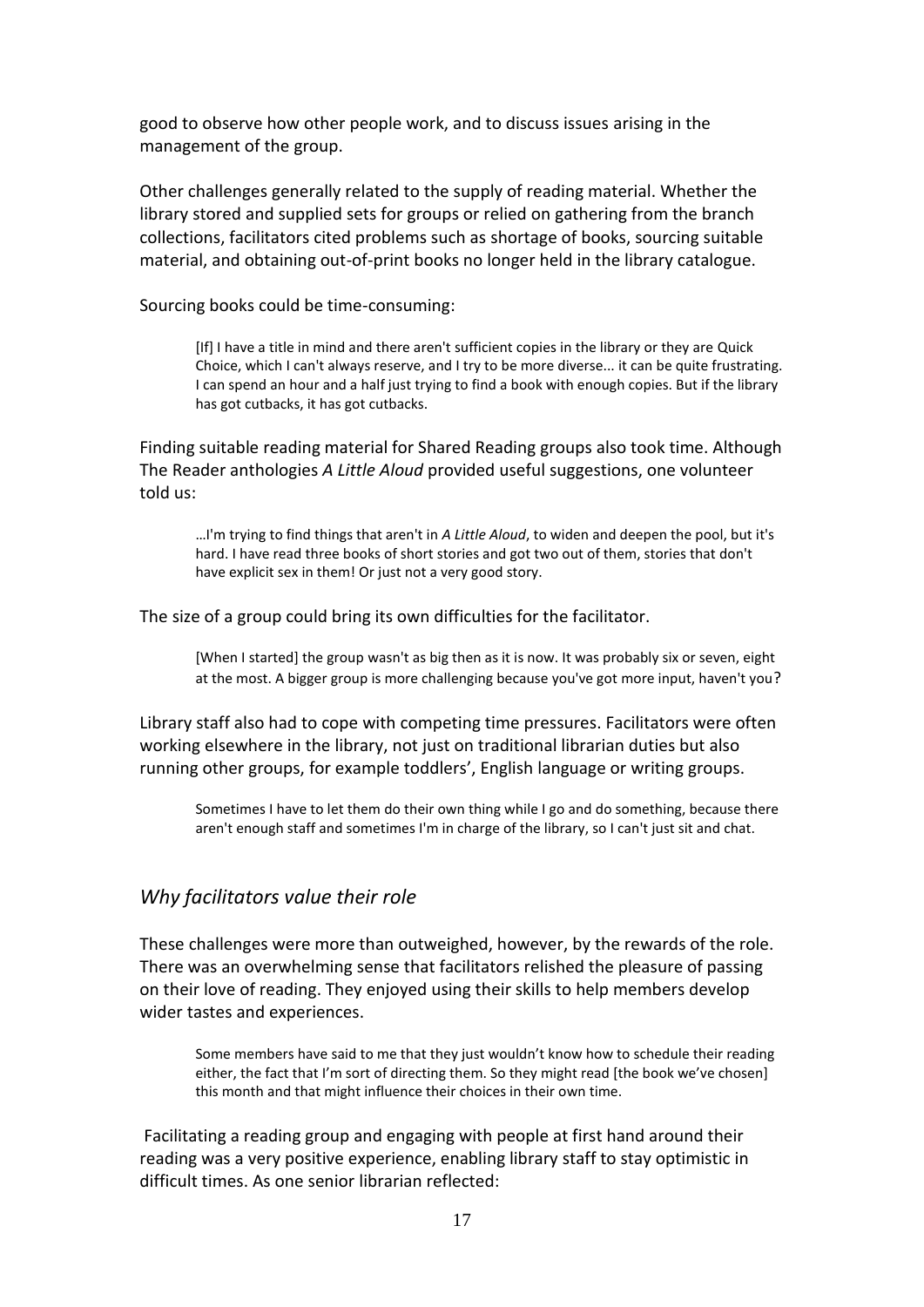good to observe how other people work, and to discuss issues arising in the management of the group.

Other challenges generally related to the supply of reading material. Whether the library stored and supplied sets for groups or relied on gathering from the branch collections, facilitators cited problems such as shortage of books, sourcing suitable material, and obtaining out-of-print books no longer held in the library catalogue.

Sourcing books could be time-consuming:

> [If] I have a title in mind and there aren't sufficient copies in the library or they are Quick Choice, which I can't always reserve, and I try to be more diverse... it can be quite frustrating. I can spend an hour and a half just trying to find a book with enough copies. But if the library has got cutbacks, it has got cutbacks.

Finding suitable reading material for Shared Reading groups also took time. Although The Reader anthologies *A Little Aloud* provided useful suggestions, one volunteer told us:

> …I'm trying to find things that aren't in *A Little Aloud*, to widen and deepen the pool, but it's hard. I have read three books of short stories and got two out of them, stories that don't have explicit sex in them! Or just not a very good story.

The size of a group could bring its own difficulties for the facilitator.

> [When I started] the group wasn't as big then as it is now. It was probably six or seven, eight at the most. A bigger group is more challenging because you've got more input, haven't you?

Library staff also had to cope with competing time pressures. Facilitators were often working elsewhere in the library, not just on traditional librarian duties but also running other groups, for example toddlers', English language or writing groups.

> Sometimes I have to let them do their own thing while I go and do something, because there aren't enough staff and sometimes I'm in charge of the library, so I can't just sit and chat.

### *Why facilitators value their role*

These challenges were more than outweighed, however, by the rewards of the role. There was an overwhelming sense that facilitators relished the pleasure of passing on their love of reading. They enjoyed using their skills to help members develop wider tastes and experiences.

> Some members have said to me that they just wouldn't know how to schedule their reading either, the fact that I'm sort of directing them. So they might read [the book we've chosen] this month and that might influence their choices in their own time.

Facilitating a reading group and engaging with people at first hand around their reading was a very positive experience, enabling library staff to stay optimistic in difficult times. As one senior librarian reflected: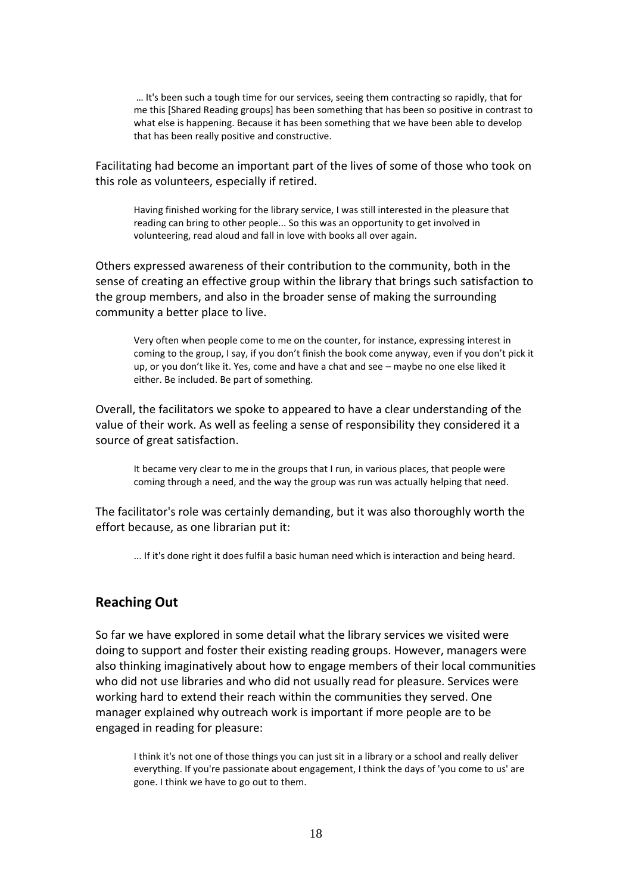> … It's been such a tough time for our services, seeing them contracting so rapidly, that for me this [Shared Reading groups] has been something that has been so positive in contrast to what else is happening. Because it has been something that we have been able to develop that has been really positive and constructive.

Facilitating had become an important part of the lives of some of those who took on this role as volunteers, especially if retired.

> Having finished working for the library service, I was still interested in the pleasure that reading can bring to other people... So this was an opportunity to get involved in volunteering, read aloud and fall in love with books all over again.

Others expressed awareness of their contribution to the community, both in the sense of creating an effective group within the library that brings such satisfaction to the group members, and also in the broader sense of making the surrounding community a better place to live.

> Very often when people come to me on the counter, for instance, expressing interest in coming to the group, I say, if you don't finish the book come anyway, even if you don't pick it up, or you don't like it. Yes, come and have a chat and see – maybe no one else liked it either. Be included. Be part of something.

Overall, the facilitators we spoke to appeared to have a clear understanding of the value of their work. As well as feeling a sense of responsibility they considered it a source of great satisfaction.

> It became very clear to me in the groups that I run, in various places, that people were coming through a need, and the way the group was run was actually helping that need.

The facilitator's role was certainly demanding, but it was also thoroughly worth the effort because, as one librarian put it:

> ... If it's done right it does fulfil a basic human need which is interaction and being heard.

## Reaching Out

So far we have explored in some detail what the library services we visited were doing to support and foster their existing reading groups. However, managers were also thinking imaginatively about how to engage members of their local communities who did not use libraries and who did not usually read for pleasure. Services were working hard to extend their reach within the communities they served. One manager explained why outreach work is important if more people are to be engaged in reading for pleasure:

> I think it's not one of those things you can just sit in a library or a school and really deliver everything. If you're passionate about engagement, I think the days of 'you come to us' are gone. I think we have to go out to them.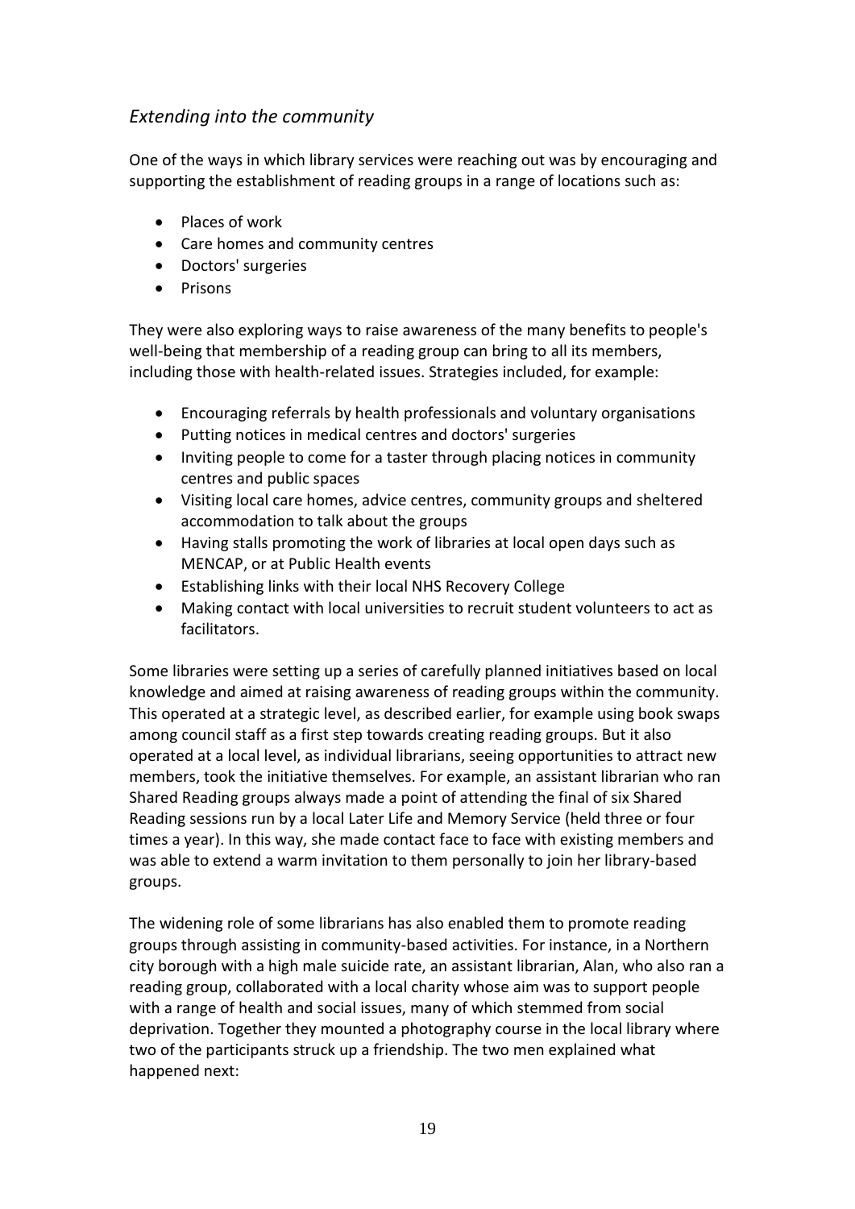### *Extending into the community*

One of the ways in which library services were reaching out was by encouraging and supporting the establishment of reading groups in a range of locations such as:

- Places of work
- Care homes and community centres
- Doctors' surgeries
- Prisons

They were also exploring ways to raise awareness of the many benefits to people's well-being that membership of a reading group can bring to all its members, including those with health-related issues. Strategies included, for example:

- Encouraging referrals by health professionals and voluntary organisations
- Putting notices in medical centres and doctors' surgeries
- Inviting people to come for a taster through placing notices in community centres and public spaces
- Visiting local care homes, advice centres, community groups and sheltered accommodation to talk about the groups
- Having stalls promoting the work of libraries at local open days such as MENCAP, or at Public Health events
- Establishing links with their local NHS Recovery College
- Making contact with local universities to recruit student volunteers to act as facilitators.

Some libraries were setting up a series of carefully planned initiatives based on local knowledge and aimed at raising awareness of reading groups within the community. This operated at a strategic level, as described earlier, for example using book swaps among council staff as a first step towards creating reading groups. But it also operated at a local level, as individual librarians, seeing opportunities to attract new members, took the initiative themselves. For example, an assistant librarian who ran Shared Reading groups always made a point of attending the final of six Shared Reading sessions run by a local Later Life and Memory Service (held three or four times a year). In this way, she made contact face to face with existing members and was able to extend a warm invitation to them personally to join her library-based groups.

The widening role of some librarians has also enabled them to promote reading groups through assisting in community-based activities. For instance, in a Northern city borough with a high male suicide rate, an assistant librarian, Alan, who also ran a reading group, collaborated with a local charity whose aim was to support people with a range of health and social issues, many of which stemmed from social deprivation. Together they mounted a photography course in the local library where two of the participants struck up a friendship. The two men explained what happened next: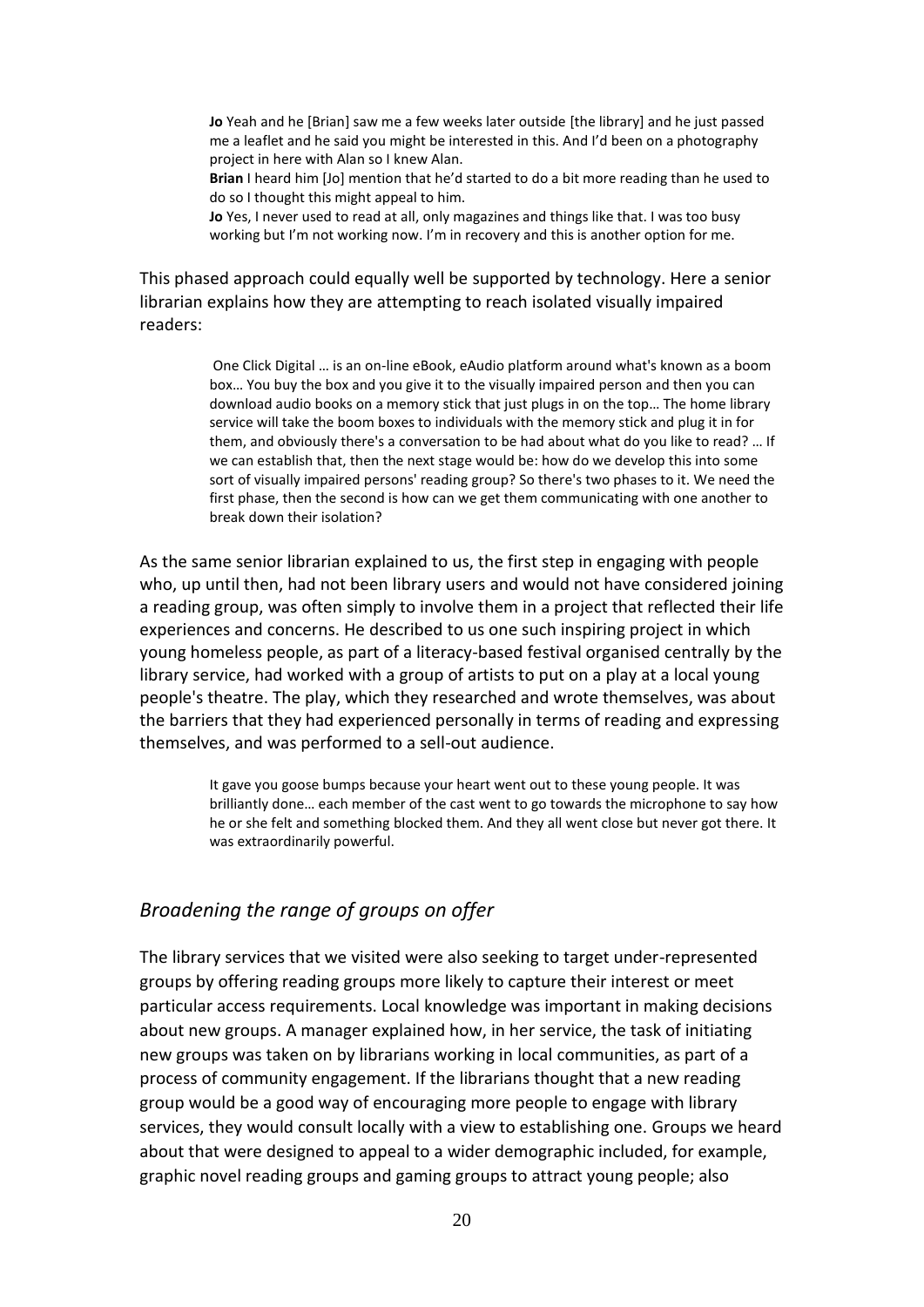> **Jo** Yeah and he [Brian] saw me a few weeks later outside [the library] and he just passed me a leaflet and he said you might be interested in this. And I'd been on a photography project in here with Alan so I knew Alan.
>
> **Brian** I heard him [Jo] mention that he'd started to do a bit more reading than he used to do so I thought this might appeal to him.
>
> **Jo** Yes, I never used to read at all, only magazines and things like that. I was too busy working but I'm not working now. I'm in recovery and this is another option for me.

This phased approach could equally well be supported by technology. Here a senior librarian explains how they are attempting to reach isolated visually impaired readers:

> One Click Digital … is an on-line eBook, eAudio platform around what's known as a boom box… You buy the box and you give it to the visually impaired person and then you can download audio books on a memory stick that just plugs in on the top… The home library service will take the boom boxes to individuals with the memory stick and plug it in for them, and obviously there's a conversation to be had about what do you like to read? … If we can establish that, then the next stage would be: how do we develop this into some sort of visually impaired persons' reading group? So there's two phases to it. We need the first phase, then the second is how can we get them communicating with one another to break down their isolation?

As the same senior librarian explained to us, the first step in engaging with people who, up until then, had not been library users and would not have considered joining a reading group, was often simply to involve them in a project that reflected their life experiences and concerns. He described to us one such inspiring project in which young homeless people, as part of a literacy-based festival organised centrally by the library service, had worked with a group of artists to put on a play at a local young people's theatre. The play, which they researched and wrote themselves, was about the barriers that they had experienced personally in terms of reading and expressing themselves, and was performed to a sell-out audience.

> It gave you goose bumps because your heart went out to these young people. It was brilliantly done… each member of the cast went to go towards the microphone to say how he or she felt and something blocked them. And they all went close but never got there. It was extraordinarily powerful.

## *Broadening the range of groups on offer*

The library services that we visited were also seeking to target under-represented groups by offering reading groups more likely to capture their interest or meet particular access requirements. Local knowledge was important in making decisions about new groups. A manager explained how, in her service, the task of initiating new groups was taken on by librarians working in local communities, as part of a process of community engagement. If the librarians thought that a new reading group would be a good way of encouraging more people to engage with library services, they would consult locally with a view to establishing one. Groups we heard about that were designed to appeal to a wider demographic included, for example, graphic novel reading groups and gaming groups to attract young people; also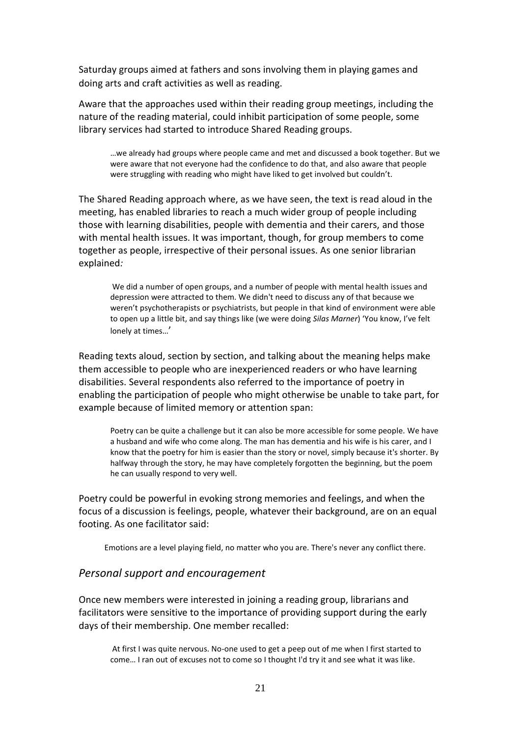Saturday groups aimed at fathers and sons involving them in playing games and doing arts and craft activities as well as reading.

Aware that the approaches used within their reading group meetings, including the nature of the reading material, could inhibit participation of some people, some library services had started to introduce Shared Reading groups.

> …we already had groups where people came and met and discussed a book together. But we were aware that not everyone had the confidence to do that, and also aware that people were struggling with reading who might have liked to get involved but couldn't.

The Shared Reading approach where, as we have seen, the text is read aloud in the meeting, has enabled libraries to reach a much wider group of people including those with learning disabilities, people with dementia and their carers, and those with mental health issues. It was important, though, for group members to come together as people, irrespective of their personal issues. As one senior librarian explained*:*

> We did a number of open groups, and a number of people with mental health issues and depression were attracted to them. We didn't need to discuss any of that because we weren't psychotherapists or psychiatrists, but people in that kind of environment were able to open up a little bit, and say things like (we were doing *Silas Marner*) 'You know, I've felt lonely at times…'

Reading texts aloud, section by section, and talking about the meaning helps make them accessible to people who are inexperienced readers or who have learning disabilities. Several respondents also referred to the importance of poetry in enabling the participation of people who might otherwise be unable to take part, for example because of limited memory or attention span:

> Poetry can be quite a challenge but it can also be more accessible for some people. We have a husband and wife who come along. The man has dementia and his wife is his carer, and I know that the poetry for him is easier than the story or novel, simply because it's shorter. By halfway through the story, he may have completely forgotten the beginning, but the poem he can usually respond to very well.

Poetry could be powerful in evoking strong memories and feelings, and when the focus of a discussion is feelings, people, whatever their background, are on an equal footing. As one facilitator said:

> Emotions are a level playing field, no matter who you are. There's never any conflict there.

### *Personal support and encouragement*

Once new members were interested in joining a reading group, librarians and facilitators were sensitive to the importance of providing support during the early days of their membership. One member recalled:

> At first I was quite nervous. No-one used to get a peep out of me when I first started to come… I ran out of excuses not to come so I thought I'd try it and see what it was like.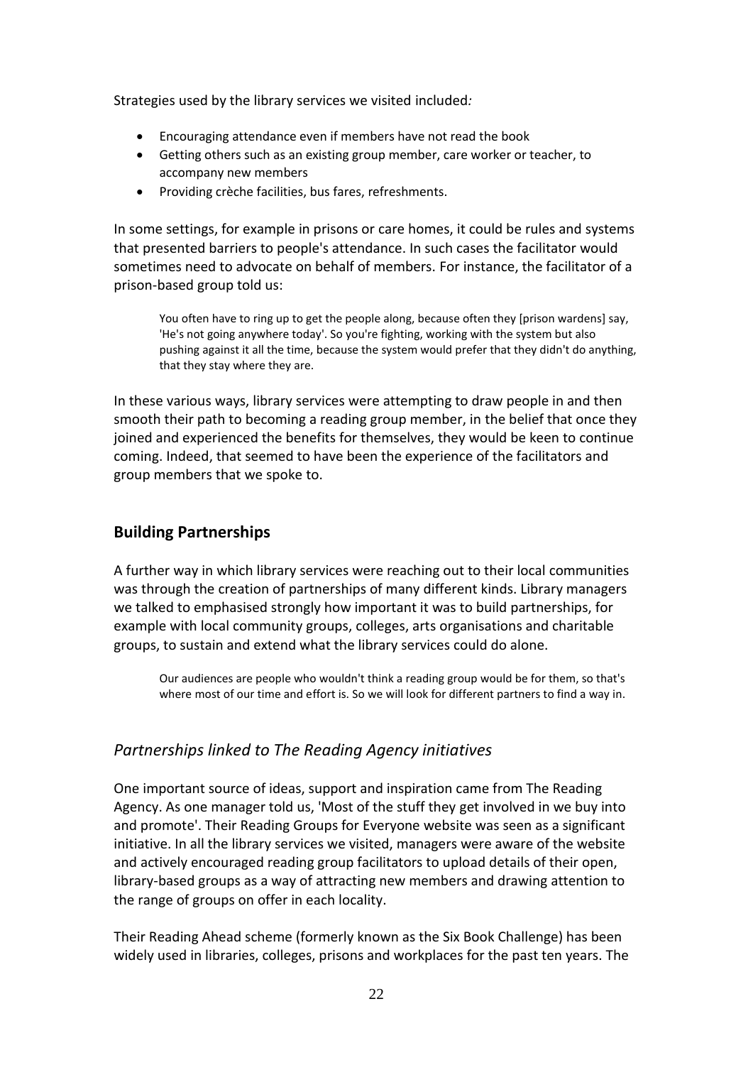Strategies used by the library services we visited included*:*

- Encouraging attendance even if members have not read the book
- Getting others such as an existing group member, care worker or teacher, to accompany new members
- Providing crèche facilities, bus fares, refreshments.

In some settings, for example in prisons or care homes, it could be rules and systems that presented barriers to people's attendance. In such cases the facilitator would sometimes need to advocate on behalf of members. For instance, the facilitator of a prison-based group told us:

> You often have to ring up to get the people along, because often they [prison wardens] say, 'He's not going anywhere today'. So you're fighting, working with the system but also pushing against it all the time, because the system would prefer that they didn't do anything, that they stay where they are.

In these various ways, library services were attempting to draw people in and then smooth their path to becoming a reading group member, in the belief that once they joined and experienced the benefits for themselves, they would be keen to continue coming. Indeed, that seemed to have been the experience of the facilitators and group members that we spoke to.

## Building Partnerships

A further way in which library services were reaching out to their local communities was through the creation of partnerships of many different kinds. Library managers we talked to emphasised strongly how important it was to build partnerships, for example with local community groups, colleges, arts organisations and charitable groups, to sustain and extend what the library services could do alone.

> Our audiences are people who wouldn't think a reading group would be for them, so that's where most of our time and effort is. So we will look for different partners to find a way in.

### *Partnerships linked to The Reading Agency initiatives*

One important source of ideas, support and inspiration came from The Reading Agency. As one manager told us, 'Most of the stuff they get involved in we buy into and promote'. Their Reading Groups for Everyone website was seen as a significant initiative. In all the library services we visited, managers were aware of the website and actively encouraged reading group facilitators to upload details of their open, library-based groups as a way of attracting new members and drawing attention to the range of groups on offer in each locality.

Their Reading Ahead scheme (formerly known as the Six Book Challenge) has been widely used in libraries, colleges, prisons and workplaces for the past ten years. The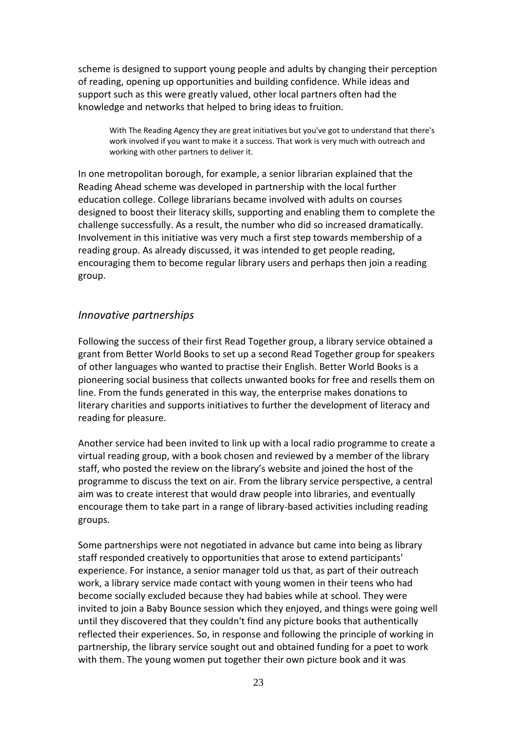scheme is designed to support young people and adults by changing their perception of reading, opening up opportunities and building confidence. While ideas and support such as this were greatly valued, other local partners often had the knowledge and networks that helped to bring ideas to fruition.

> With The Reading Agency they are great initiatives but you've got to understand that there's work involved if you want to make it a success. That work is very much with outreach and working with other partners to deliver it.

In one metropolitan borough, for example, a senior librarian explained that the Reading Ahead scheme was developed in partnership with the local further education college. College librarians became involved with adults on courses designed to boost their literacy skills, supporting and enabling them to complete the challenge successfully. As a result, the number who did so increased dramatically. Involvement in this initiative was very much a first step towards membership of a reading group. As already discussed, it was intended to get people reading, encouraging them to become regular library users and perhaps then join a reading group.

## *Innovative partnerships*

Following the success of their first Read Together group, a library service obtained a grant from Better World Books to set up a second Read Together group for speakers of other languages who wanted to practise their English. Better World Books is a pioneering social business that collects unwanted books for free and resells them on line. From the funds generated in this way, the enterprise makes donations to literary charities and supports initiatives to further the development of literacy and reading for pleasure.

Another service had been invited to link up with a local radio programme to create a virtual reading group, with a book chosen and reviewed by a member of the library staff, who posted the review on the library's website and joined the host of the programme to discuss the text on air. From the library service perspective, a central aim was to create interest that would draw people into libraries, and eventually encourage them to take part in a range of library-based activities including reading groups.

Some partnerships were not negotiated in advance but came into being as library staff responded creatively to opportunities that arose to extend participants' experience. For instance, a senior manager told us that, as part of their outreach work, a library service made contact with young women in their teens who had become socially excluded because they had babies while at school. They were invited to join a Baby Bounce session which they enjoyed, and things were going well until they discovered that they couldn't find any picture books that authentically reflected their experiences. So, in response and following the principle of working in partnership, the library service sought out and obtained funding for a poet to work with them. The young women put together their own picture book and it was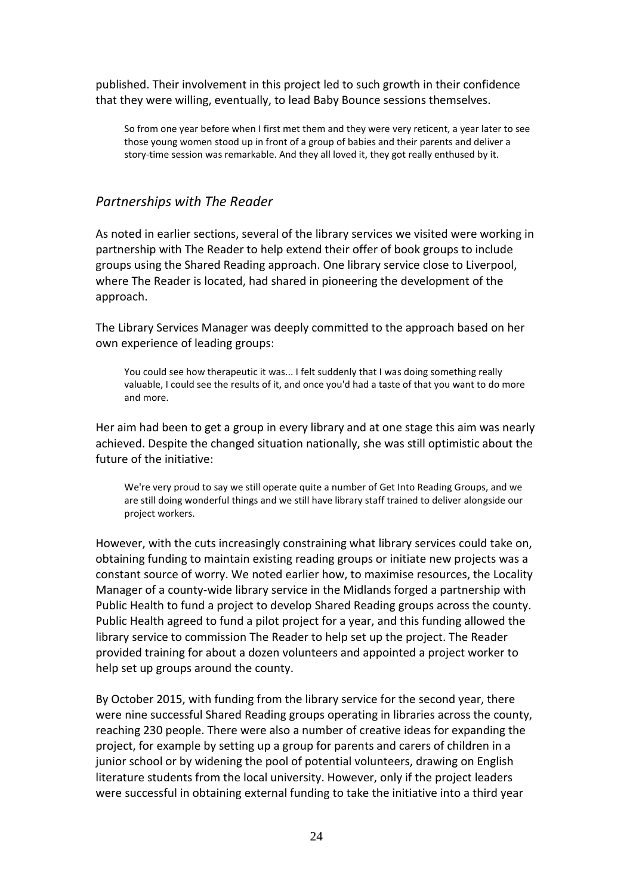published. Their involvement in this project led to such growth in their confidence that they were willing, eventually, to lead Baby Bounce sessions themselves.

> So from one year before when I first met them and they were very reticent, a year later to see those young women stood up in front of a group of babies and their parents and deliver a story-time session was remarkable. And they all loved it, they got really enthused by it.

### *Partnerships with The Reader*

As noted in earlier sections, several of the library services we visited were working in partnership with The Reader to help extend their offer of book groups to include groups using the Shared Reading approach. One library service close to Liverpool, where The Reader is located, had shared in pioneering the development of the approach.

The Library Services Manager was deeply committed to the approach based on her own experience of leading groups:

> You could see how therapeutic it was... I felt suddenly that I was doing something really valuable, I could see the results of it, and once you'd had a taste of that you want to do more and more.

Her aim had been to get a group in every library and at one stage this aim was nearly achieved. Despite the changed situation nationally, she was still optimistic about the future of the initiative:

> We're very proud to say we still operate quite a number of Get Into Reading Groups, and we are still doing wonderful things and we still have library staff trained to deliver alongside our project workers.

However, with the cuts increasingly constraining what library services could take on, obtaining funding to maintain existing reading groups or initiate new projects was a constant source of worry. We noted earlier how, to maximise resources, the Locality Manager of a county-wide library service in the Midlands forged a partnership with Public Health to fund a project to develop Shared Reading groups across the county. Public Health agreed to fund a pilot project for a year, and this funding allowed the library service to commission The Reader to help set up the project. The Reader provided training for about a dozen volunteers and appointed a project worker to help set up groups around the county.

By October 2015, with funding from the library service for the second year, there were nine successful Shared Reading groups operating in libraries across the county, reaching 230 people. There were also a number of creative ideas for expanding the project, for example by setting up a group for parents and carers of children in a junior school or by widening the pool of potential volunteers, drawing on English literature students from the local university. However, only if the project leaders were successful in obtaining external funding to take the initiative into a third year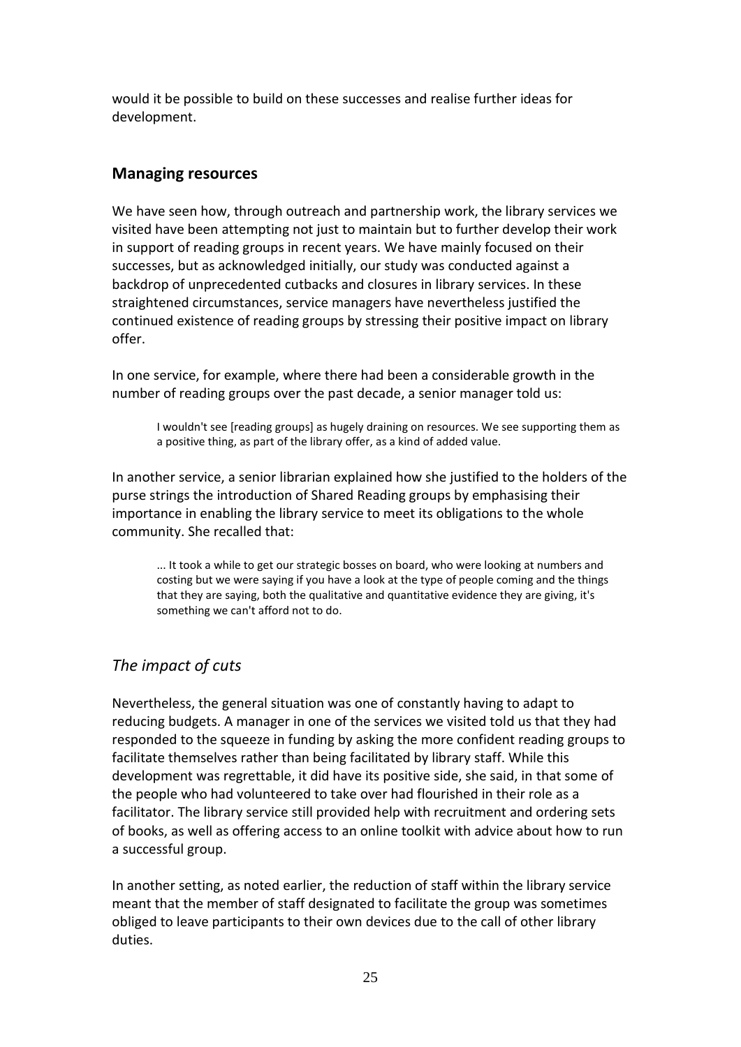would it be possible to build on these successes and realise further ideas for development.

## Managing resources

We have seen how, through outreach and partnership work, the library services we visited have been attempting not just to maintain but to further develop their work in support of reading groups in recent years. We have mainly focused on their successes, but as acknowledged initially, our study was conducted against a backdrop of unprecedented cutbacks and closures in library services. In these straightened circumstances, service managers have nevertheless justified the continued existence of reading groups by stressing their positive impact on library offer.

In one service, for example, where there had been a considerable growth in the number of reading groups over the past decade, a senior manager told us:

> I wouldn't see [reading groups] as hugely draining on resources. We see supporting them as a positive thing, as part of the library offer, as a kind of added value.

In another service, a senior librarian explained how she justified to the holders of the purse strings the introduction of Shared Reading groups by emphasising their importance in enabling the library service to meet its obligations to the whole community. She recalled that:

> ... It took a while to get our strategic bosses on board, who were looking at numbers and costing but we were saying if you have a look at the type of people coming and the things that they are saying, both the qualitative and quantitative evidence they are giving, it's something we can't afford not to do.

### *The impact of cuts*

Nevertheless, the general situation was one of constantly having to adapt to reducing budgets. A manager in one of the services we visited told us that they had responded to the squeeze in funding by asking the more confident reading groups to facilitate themselves rather than being facilitated by library staff. While this development was regrettable, it did have its positive side, she said, in that some of the people who had volunteered to take over had flourished in their role as a facilitator. The library service still provided help with recruitment and ordering sets of books, as well as offering access to an online toolkit with advice about how to run a successful group.

In another setting, as noted earlier, the reduction of staff within the library service meant that the member of staff designated to facilitate the group was sometimes obliged to leave participants to their own devices due to the call of other library duties.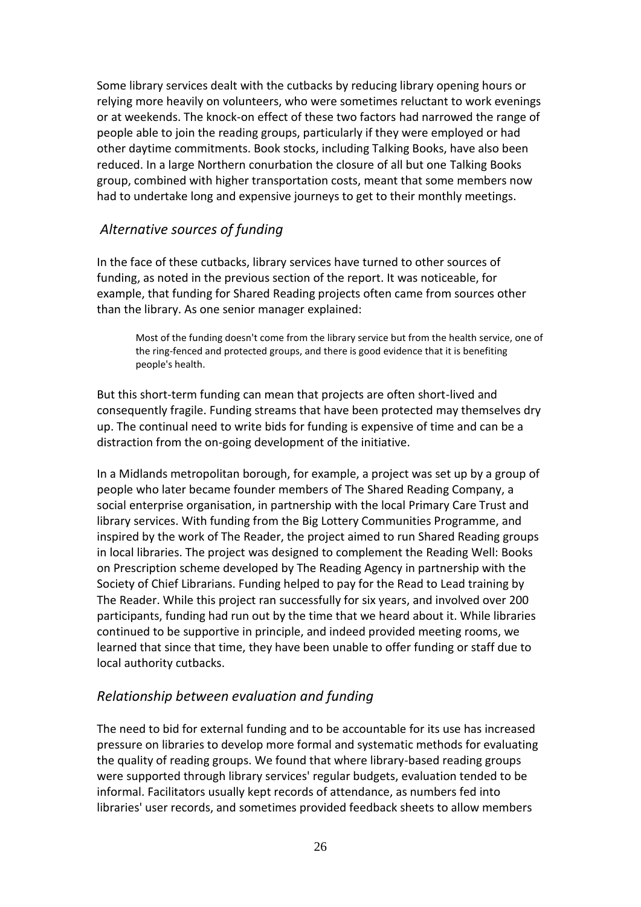Some library services dealt with the cutbacks by reducing library opening hours or relying more heavily on volunteers, who were sometimes reluctant to work evenings or at weekends. The knock-on effect of these two factors had narrowed the range of people able to join the reading groups, particularly if they were employed or had other daytime commitments. Book stocks, including Talking Books, have also been reduced. In a large Northern conurbation the closure of all but one Talking Books group, combined with higher transportation costs, meant that some members now had to undertake long and expensive journeys to get to their monthly meetings.

## *Alternative sources of funding*

In the face of these cutbacks, library services have turned to other sources of funding, as noted in the previous section of the report. It was noticeable, for example, that funding for Shared Reading projects often came from sources other than the library. As one senior manager explained:

> Most of the funding doesn't come from the library service but from the health service, one of the ring-fenced and protected groups, and there is good evidence that it is benefiting people's health.

But this short-term funding can mean that projects are often short-lived and consequently fragile. Funding streams that have been protected may themselves dry up. The continual need to write bids for funding is expensive of time and can be a distraction from the on-going development of the initiative.

In a Midlands metropolitan borough, for example, a project was set up by a group of people who later became founder members of The Shared Reading Company, a social enterprise organisation, in partnership with the local Primary Care Trust and library services. With funding from the Big Lottery Communities Programme, and inspired by the work of The Reader, the project aimed to run Shared Reading groups in local libraries. The project was designed to complement the Reading Well: Books on Prescription scheme developed by The Reading Agency in partnership with the Society of Chief Librarians. Funding helped to pay for the Read to Lead training by The Reader. While this project ran successfully for six years, and involved over 200 participants, funding had run out by the time that we heard about it. While libraries continued to be supportive in principle, and indeed provided meeting rooms, we learned that since that time, they have been unable to offer funding or staff due to local authority cutbacks.

## *Relationship between evaluation and funding*

The need to bid for external funding and to be accountable for its use has increased pressure on libraries to develop more formal and systematic methods for evaluating the quality of reading groups. We found that where library-based reading groups were supported through library services' regular budgets, evaluation tended to be informal. Facilitators usually kept records of attendance, as numbers fed into libraries' user records, and sometimes provided feedback sheets to allow members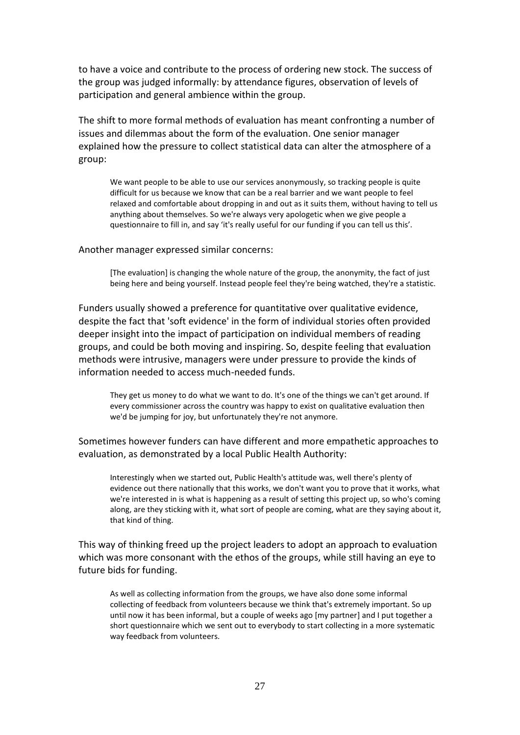to have a voice and contribute to the process of ordering new stock. The success of the group was judged informally: by attendance figures, observation of levels of participation and general ambience within the group.

The shift to more formal methods of evaluation has meant confronting a number of issues and dilemmas about the form of the evaluation. One senior manager explained how the pressure to collect statistical data can alter the atmosphere of a group:

> We want people to be able to use our services anonymously, so tracking people is quite difficult for us because we know that can be a real barrier and we want people to feel relaxed and comfortable about dropping in and out as it suits them, without having to tell us anything about themselves. So we're always very apologetic when we give people a questionnaire to fill in, and say 'it's really useful for our funding if you can tell us this'.

Another manager expressed similar concerns:

> [The evaluation] is changing the whole nature of the group, the anonymity, the fact of just being here and being yourself. Instead people feel they're being watched, they're a statistic.

Funders usually showed a preference for quantitative over qualitative evidence, despite the fact that 'soft evidence' in the form of individual stories often provided deeper insight into the impact of participation on individual members of reading groups, and could be both moving and inspiring. So, despite feeling that evaluation methods were intrusive, managers were under pressure to provide the kinds of information needed to access much-needed funds.

> They get us money to do what we want to do. It's one of the things we can't get around. If every commissioner across the country was happy to exist on qualitative evaluation then we'd be jumping for joy, but unfortunately they're not anymore.

Sometimes however funders can have different and more empathetic approaches to evaluation, as demonstrated by a local Public Health Authority:

> Interestingly when we started out, Public Health's attitude was, well there's plenty of evidence out there nationally that this works, we don't want you to prove that it works, what we're interested in is what is happening as a result of setting this project up, so who's coming along, are they sticking with it, what sort of people are coming, what are they saying about it, that kind of thing.

This way of thinking freed up the project leaders to adopt an approach to evaluation which was more consonant with the ethos of the groups, while still having an eye to future bids for funding.

> As well as collecting information from the groups, we have also done some informal collecting of feedback from volunteers because we think that's extremely important. So up until now it has been informal, but a couple of weeks ago [my partner] and I put together a short questionnaire which we sent out to everybody to start collecting in a more systematic way feedback from volunteers.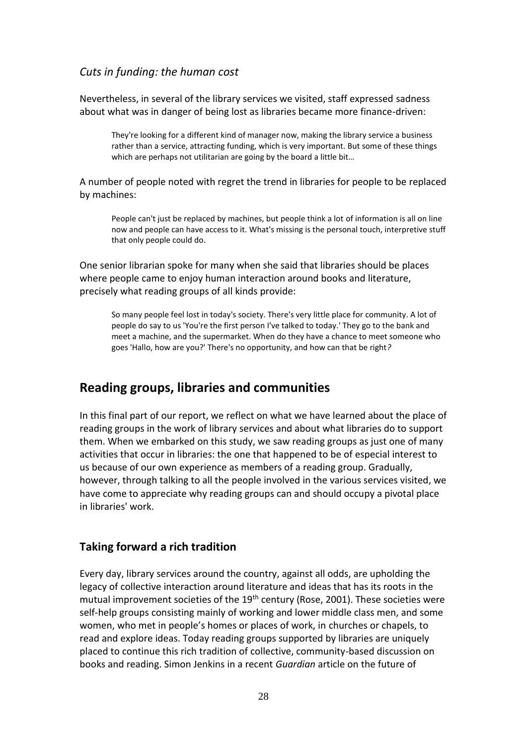### *Cuts in funding: the human cost*

Nevertheless, in several of the library services we visited, staff expressed sadness about what was in danger of being lost as libraries became more finance-driven:

> They're looking for a different kind of manager now, making the library service a business rather than a service, attracting funding, which is very important. But some of these things which are perhaps not utilitarian are going by the board a little bit…

A number of people noted with regret the trend in libraries for people to be replaced by machines:

> People can't just be replaced by machines, but people think a lot of information is all on line now and people can have access to it. What's missing is the personal touch, interpretive stuff that only people could do.

One senior librarian spoke for many when she said that libraries should be places where people came to enjoy human interaction around books and literature, precisely what reading groups of all kinds provide:

> So many people feel lost in today's society. There's very little place for community. A lot of people do say to us 'You're the first person I've talked to today.' They go to the bank and meet a machine, and the supermarket. When do they have a chance to meet someone who goes 'Hallo, how are you?' There's no opportunity, and how can that be right*?*

## Reading groups, libraries and communities

In this final part of our report, we reflect on what we have learned about the place of reading groups in the work of library services and about what libraries do to support them. When we embarked on this study, we saw reading groups as just one of many activities that occur in libraries: the one that happened to be of especial interest to us because of our own experience as members of a reading group. Gradually, however, through talking to all the people involved in the various services visited, we have come to appreciate why reading groups can and should occupy a pivotal place in libraries' work.

### Taking forward a rich tradition

Every day, library services around the country, against all odds, are upholding the legacy of collective interaction around literature and ideas that has its roots in the mutual improvement societies of the 19th century (Rose, 2001). These societies were self-help groups consisting mainly of working and lower middle class men, and some women, who met in people's homes or places of work, in churches or chapels, to read and explore ideas. Today reading groups supported by libraries are uniquely placed to continue this rich tradition of collective, community-based discussion on books and reading. Simon Jenkins in a recent *Guardian* article on the future of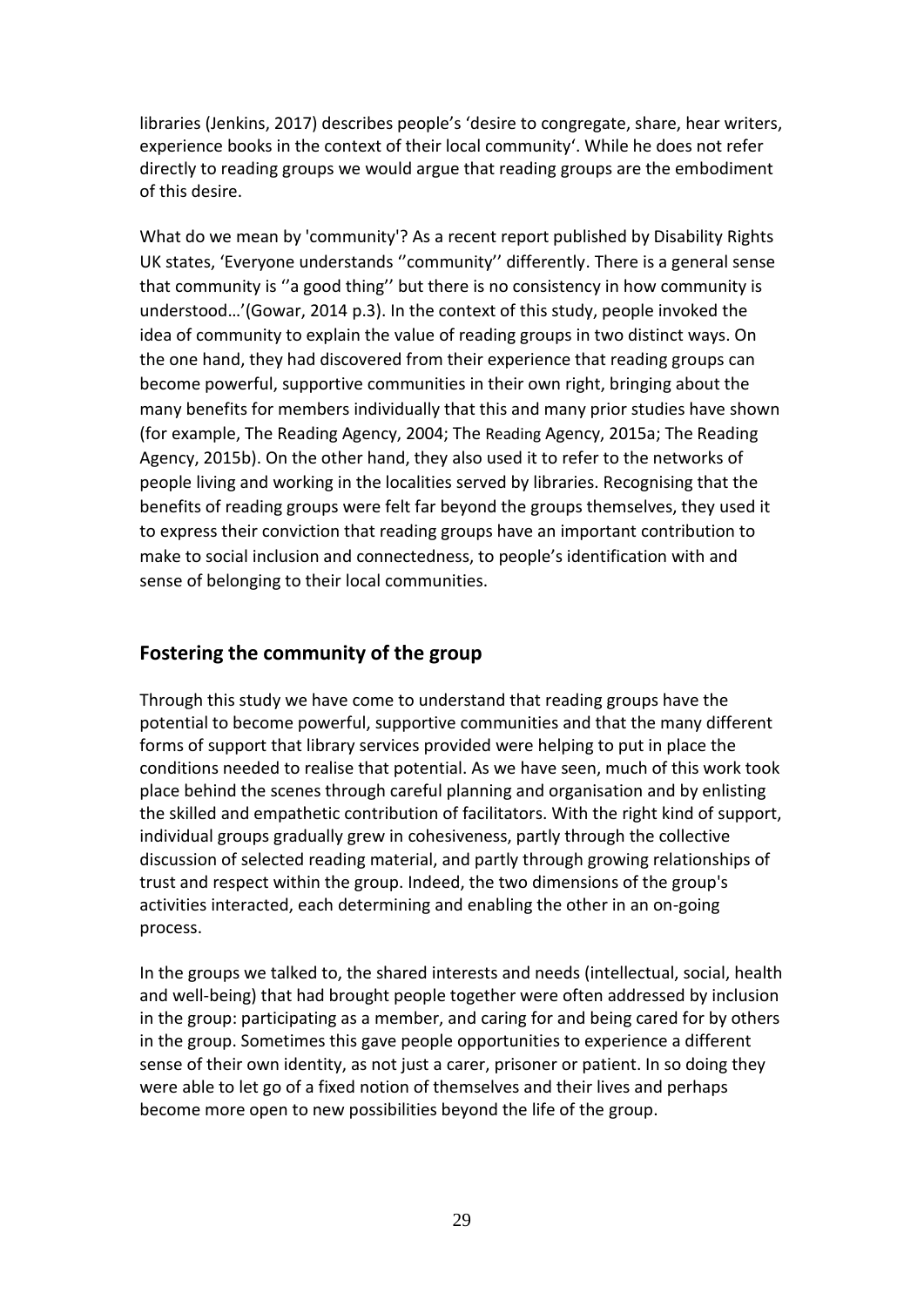libraries (Jenkins, 2017) describes people's 'desire to congregate, share, hear writers, experience books in the context of their local community'. While he does not refer directly to reading groups we would argue that reading groups are the embodiment of this desire.

What do we mean by 'community'? As a recent report published by Disability Rights UK states, 'Everyone understands ''community'' differently. There is a general sense that community is ''a good thing'' but there is no consistency in how community is understood…'(Gowar, 2014 p.3). In the context of this study, people invoked the idea of community to explain the value of reading groups in two distinct ways. On the one hand, they had discovered from their experience that reading groups can become powerful, supportive communities in their own right, bringing about the many benefits for members individually that this and many prior studies have shown (for example, The Reading Agency, 2004; The Reading Agency, 2015a; The Reading Agency, 2015b). On the other hand, they also used it to refer to the networks of people living and working in the localities served by libraries. Recognising that the benefits of reading groups were felt far beyond the groups themselves, they used it to express their conviction that reading groups have an important contribution to make to social inclusion and connectedness, to people's identification with and sense of belonging to their local communities.

## Fostering the community of the group

Through this study we have come to understand that reading groups have the potential to become powerful, supportive communities and that the many different forms of support that library services provided were helping to put in place the conditions needed to realise that potential. As we have seen, much of this work took place behind the scenes through careful planning and organisation and by enlisting the skilled and empathetic contribution of facilitators. With the right kind of support, individual groups gradually grew in cohesiveness, partly through the collective discussion of selected reading material, and partly through growing relationships of trust and respect within the group. Indeed, the two dimensions of the group's activities interacted, each determining and enabling the other in an on-going process.

In the groups we talked to, the shared interests and needs (intellectual, social, health and well-being) that had brought people together were often addressed by inclusion in the group: participating as a member, and caring for and being cared for by others in the group. Sometimes this gave people opportunities to experience a different sense of their own identity, as not just a carer, prisoner or patient. In so doing they were able to let go of a fixed notion of themselves and their lives and perhaps become more open to new possibilities beyond the life of the group.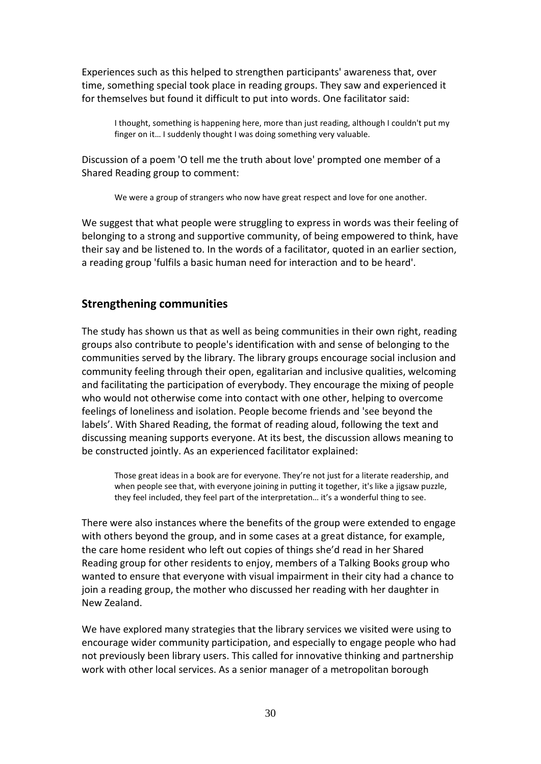Experiences such as this helped to strengthen participants' awareness that, over time, something special took place in reading groups. They saw and experienced it for themselves but found it difficult to put into words. One facilitator said:

> I thought, something is happening here, more than just reading, although I couldn't put my finger on it… I suddenly thought I was doing something very valuable.

Discussion of a poem 'O tell me the truth about love' prompted one member of a Shared Reading group to comment:

> We were a group of strangers who now have great respect and love for one another.

We suggest that what people were struggling to express in words was their feeling of belonging to a strong and supportive community, of being empowered to think, have their say and be listened to. In the words of a facilitator, quoted in an earlier section, a reading group 'fulfils a basic human need for interaction and to be heard'.

## Strengthening communities

The study has shown us that as well as being communities in their own right, reading groups also contribute to people's identification with and sense of belonging to the communities served by the library. The library groups encourage social inclusion and community feeling through their open, egalitarian and inclusive qualities, welcoming and facilitating the participation of everybody. They encourage the mixing of people who would not otherwise come into contact with one other, helping to overcome feelings of loneliness and isolation. People become friends and 'see beyond the labels'. With Shared Reading, the format of reading aloud, following the text and discussing meaning supports everyone. At its best, the discussion allows meaning to be constructed jointly. As an experienced facilitator explained:

> Those great ideas in a book are for everyone. They're not just for a literate readership, and when people see that, with everyone joining in putting it together, it's like a jigsaw puzzle, they feel included, they feel part of the interpretation… it's a wonderful thing to see.

There were also instances where the benefits of the group were extended to engage with others beyond the group, and in some cases at a great distance, for example, the care home resident who left out copies of things she'd read in her Shared Reading group for other residents to enjoy, members of a Talking Books group who wanted to ensure that everyone with visual impairment in their city had a chance to join a reading group, the mother who discussed her reading with her daughter in New Zealand.

We have explored many strategies that the library services we visited were using to encourage wider community participation, and especially to engage people who had not previously been library users. This called for innovative thinking and partnership work with other local services. As a senior manager of a metropolitan borough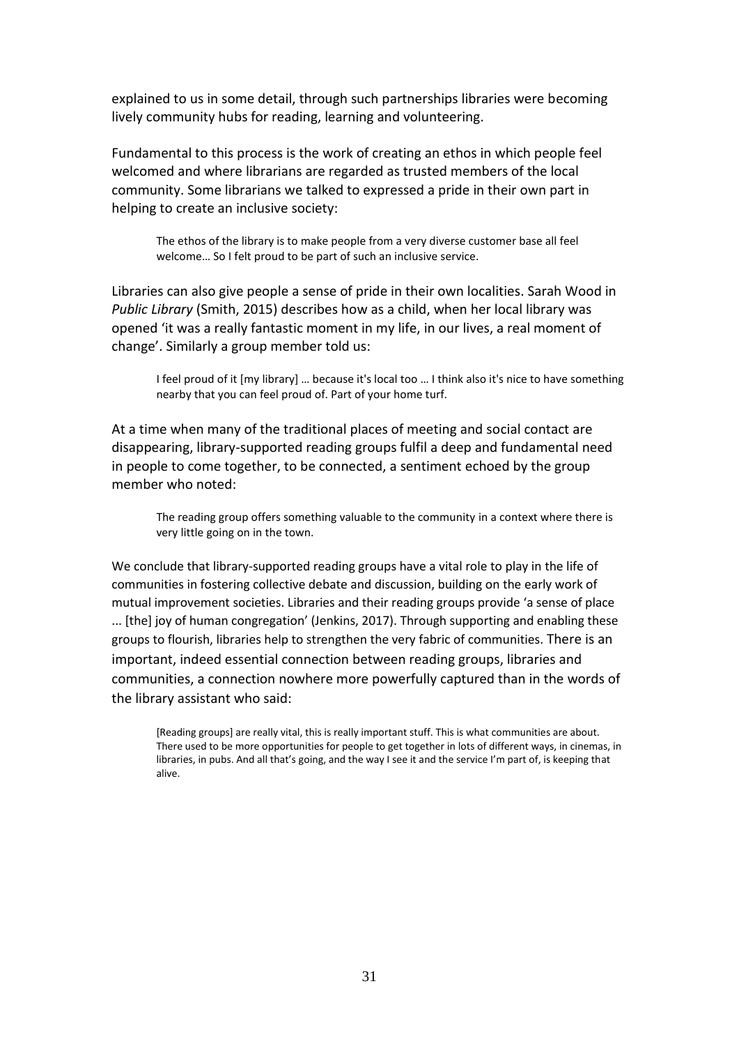explained to us in some detail, through such partnerships libraries were becoming lively community hubs for reading, learning and volunteering.

Fundamental to this process is the work of creating an ethos in which people feel welcomed and where librarians are regarded as trusted members of the local community. Some librarians we talked to expressed a pride in their own part in helping to create an inclusive society:

> The ethos of the library is to make people from a very diverse customer base all feel welcome… So I felt proud to be part of such an inclusive service.

Libraries can also give people a sense of pride in their own localities. Sarah Wood in *Public Library* (Smith, 2015) describes how as a child, when her local library was opened 'it was a really fantastic moment in my life, in our lives, a real moment of change'. Similarly a group member told us:

> I feel proud of it [my library] … because it's local too … I think also it's nice to have something nearby that you can feel proud of. Part of your home turf.

At a time when many of the traditional places of meeting and social contact are disappearing, library-supported reading groups fulfil a deep and fundamental need in people to come together, to be connected, a sentiment echoed by the group member who noted:

> The reading group offers something valuable to the community in a context where there is very little going on in the town.

We conclude that library-supported reading groups have a vital role to play in the life of communities in fostering collective debate and discussion, building on the early work of mutual improvement societies. Libraries and their reading groups provide 'a sense of place ... [the] joy of human congregation' (Jenkins, 2017). Through supporting and enabling these groups to flourish, libraries help to strengthen the very fabric of communities. There is an important, indeed essential connection between reading groups, libraries and communities, a connection nowhere more powerfully captured than in the words of the library assistant who said:

> [Reading groups] are really vital, this is really important stuff. This is what communities are about. There used to be more opportunities for people to get together in lots of different ways, in cinemas, in libraries, in pubs. And all that's going, and the way I see it and the service I'm part of, is keeping that alive.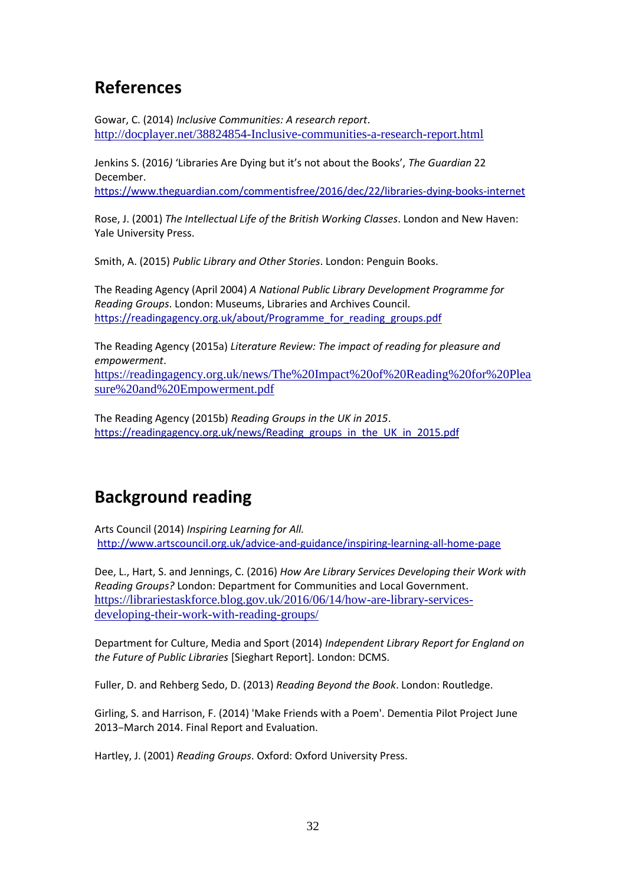## References

Gowar, C. (2014) *Inclusive Communities: A research report*.
http://docplayer.net/38824854-Inclusive-communities-a-research-report.html

Jenkins S. (2016) 'Libraries Are Dying but it's not about the Books', *The Guardian* 22 December.
https://www.theguardian.com/commentisfree/2016/dec/22/libraries-dying-books-internet

Rose, J. (2001) *The Intellectual Life of the British Working Classes*. London and New Haven: Yale University Press.

Smith, A. (2015) *Public Library and Other Stories*. London: Penguin Books.

The Reading Agency (April 2004) *A National Public Library Development Programme for Reading Groups*. London: Museums, Libraries and Archives Council.
https://readingagency.org.uk/about/Programme_for_reading_groups.pdf

The Reading Agency (2015a) *Literature Review: The impact of reading for pleasure and empowerment*.
https://readingagency.org.uk/news/The%20Impact%20of%20Reading%20for%20Pleasure%20and%20Empowerment.pdf

The Reading Agency (2015b) *Reading Groups in the UK in 2015*.
https://readingagency.org.uk/news/Reading_groups_in_the_UK_in_2015.pdf

## Background reading

Arts Council (2014) *Inspiring Learning for All.*
http://www.artscouncil.org.uk/advice-and-guidance/inspiring-learning-all-home-page

Dee, L., Hart, S. and Jennings, C. (2016) *How Are Library Services Developing their Work with Reading Groups?* London: Department for Communities and Local Government.
https://librariestaskforce.blog.gov.uk/2016/06/14/how-are-library-services-developing-their-work-with-reading-groups/

Department for Culture, Media and Sport (2014) *Independent Library Report for England on the Future of Public Libraries* [Sieghart Report]. London: DCMS.

Fuller, D. and Rehberg Sedo, D. (2013) *Reading Beyond the Book*. London: Routledge.

Girling, S. and Harrison, F. (2014) 'Make Friends with a Poem'. Dementia Pilot Project June 2013–March 2014. Final Report and Evaluation.

Hartley, J. (2001) *Reading Groups*. Oxford: Oxford University Press.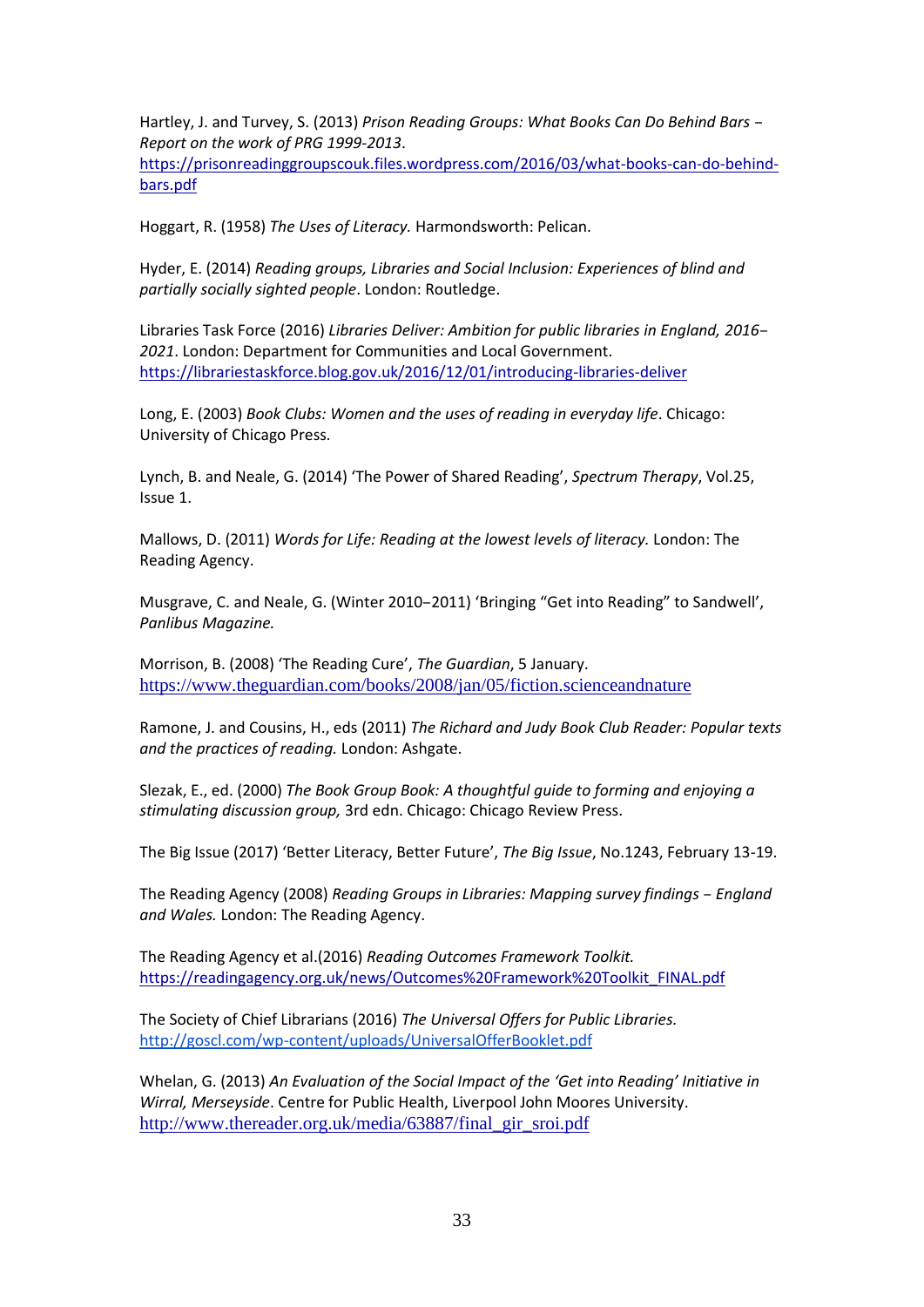Hartley, J. and Turvey, S. (2013) *Prison Reading Groups: What Books Can Do Behind Bars – Report on the work of PRG 1999-2013*. https://prisonreadinggroupscouk.files.wordpress.com/2016/03/what-books-can-do-behind-bars.pdf

Hoggart, R. (1958) *The Uses of Literacy.* Harmondsworth: Pelican.

Hyder, E. (2014) *Reading groups, Libraries and Social Inclusion: Experiences of blind and partially socially sighted people*. London: Routledge.

Libraries Task Force (2016) *Libraries Deliver: Ambition for public libraries in England, 2016–2021*. London: Department for Communities and Local Government. https://librariestaskforce.blog.gov.uk/2016/12/01/introducing-libraries-deliver

Long, E. (2003) *Book Clubs: Women and the uses of reading in everyday life*. Chicago: University of Chicago Press.

Lynch, B. and Neale, G. (2014) 'The Power of Shared Reading', *Spectrum Therapy*, Vol.25, Issue 1.

Mallows, D. (2011) *Words for Life: Reading at the lowest levels of literacy.* London: The Reading Agency.

Musgrave, C. and Neale, G. (Winter 2010–2011) 'Bringing "Get into Reading" to Sandwell', *Panlibus Magazine.*

Morrison, B. (2008) 'The Reading Cure', *The Guardian*, 5 January. https://www.theguardian.com/books/2008/jan/05/fiction.scienceandnature

Ramone, J. and Cousins, H., eds (2011) *The Richard and Judy Book Club Reader: Popular texts and the practices of reading.* London: Ashgate.

Slezak, E., ed. (2000) *The Book Group Book: A thoughtful guide to forming and enjoying a stimulating discussion group,* 3rd edn. Chicago: Chicago Review Press.

The Big Issue (2017) 'Better Literacy, Better Future', *The Big Issue*, No.1243, February 13-19.

The Reading Agency (2008) *Reading Groups in Libraries: Mapping survey findings – England and Wales.* London: The Reading Agency.

The Reading Agency et al.(2016) *Reading Outcomes Framework Toolkit.* https://readingagency.org.uk/news/Outcomes%20Framework%20Toolkit_FINAL.pdf

The Society of Chief Librarians (2016) *The Universal Offers for Public Libraries.* http://goscl.com/wp-content/uploads/UniversalOfferBooklet.pdf

Whelan, G. (2013) *An Evaluation of the Social Impact of the 'Get into Reading' Initiative in Wirral, Merseyside*. Centre for Public Health, Liverpool John Moores University. http://www.thereader.org.uk/media/63887/final_gir_sroi.pdf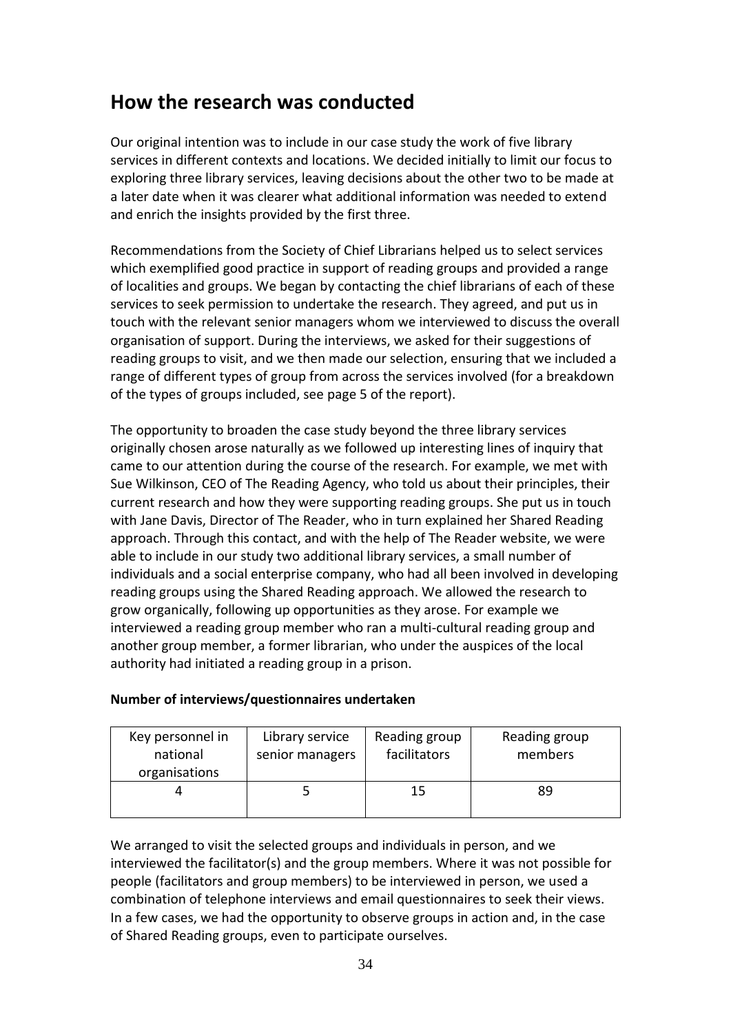## How the research was conducted

Our original intention was to include in our case study the work of five library services in different contexts and locations. We decided initially to limit our focus to exploring three library services, leaving decisions about the other two to be made at a later date when it was clearer what additional information was needed to extend and enrich the insights provided by the first three.

Recommendations from the Society of Chief Librarians helped us to select services which exemplified good practice in support of reading groups and provided a range of localities and groups. We began by contacting the chief librarians of each of these services to seek permission to undertake the research. They agreed, and put us in touch with the relevant senior managers whom we interviewed to discuss the overall organisation of support. During the interviews, we asked for their suggestions of reading groups to visit, and we then made our selection, ensuring that we included a range of different types of group from across the services involved (for a breakdown of the types of groups included, see page 5 of the report).

The opportunity to broaden the case study beyond the three library services originally chosen arose naturally as we followed up interesting lines of inquiry that came to our attention during the course of the research. For example, we met with Sue Wilkinson, CEO of The Reading Agency, who told us about their principles, their current research and how they were supporting reading groups. She put us in touch with Jane Davis, Director of The Reader, who in turn explained her Shared Reading approach. Through this contact, and with the help of The Reader website, we were able to include in our study two additional library services, a small number of individuals and a social enterprise company, who had all been involved in developing reading groups using the Shared Reading approach. We allowed the research to grow organically, following up opportunities as they arose. For example we interviewed a reading group member who ran a multi-cultural reading group and another group member, a former librarian, who under the auspices of the local authority had initiated a reading group in a prison.

**Number of interviews/questionnaires undertaken**

| Key personnel in national organisations | Library service senior managers | Reading group facilitators | Reading group members |
| --- | --- | --- | --- |
| 4 | 5 | 15 | 89 |

We arranged to visit the selected groups and individuals in person, and we interviewed the facilitator(s) and the group members. Where it was not possible for people (facilitators and group members) to be interviewed in person, we used a combination of telephone interviews and email questionnaires to seek their views. In a few cases, we had the opportunity to observe groups in action and, in the case of Shared Reading groups, even to participate ourselves.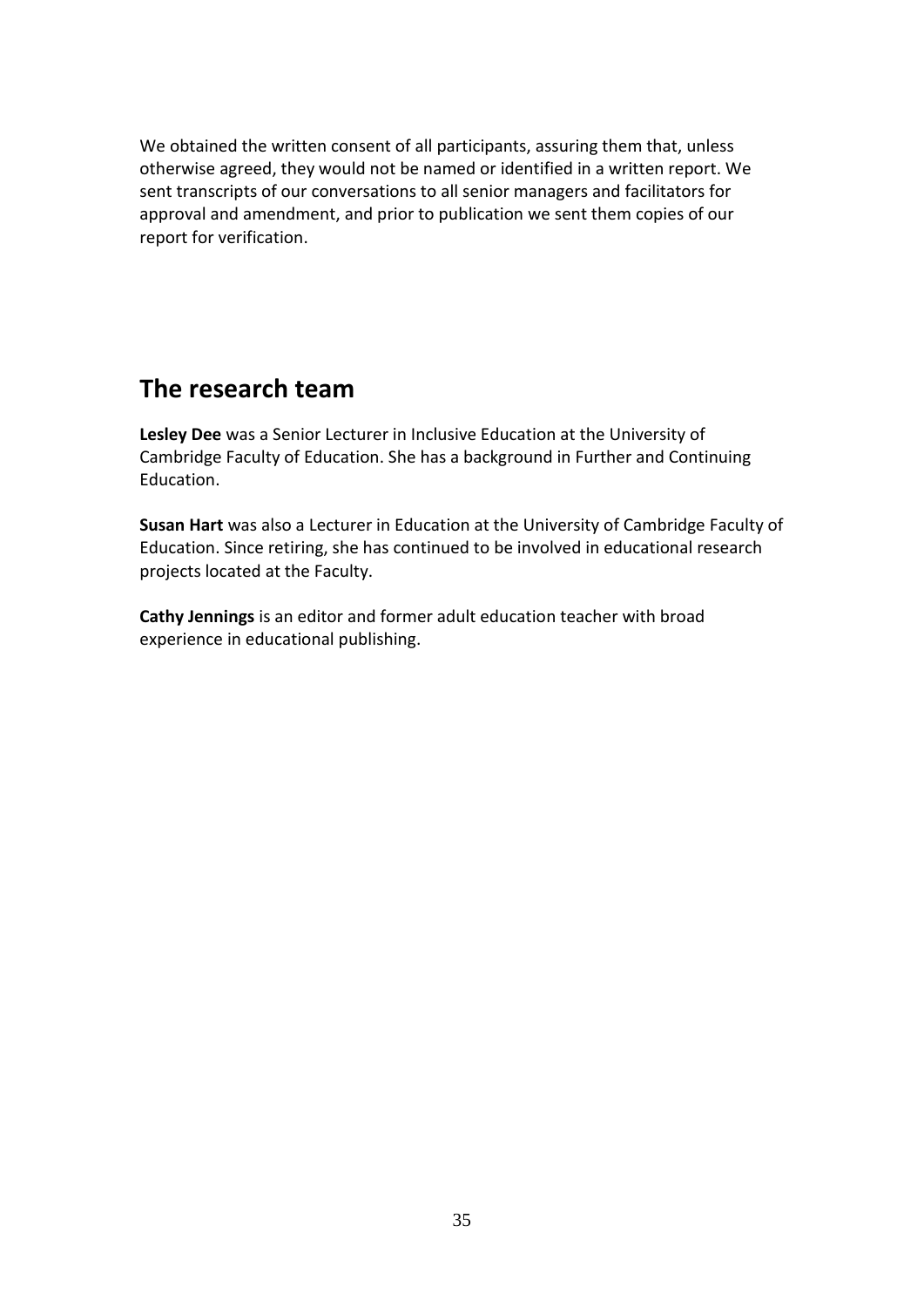We obtained the written consent of all participants, assuring them that, unless otherwise agreed, they would not be named or identified in a written report. We sent transcripts of our conversations to all senior managers and facilitators for approval and amendment, and prior to publication we sent them copies of our report for verification.

## The research team

**Lesley Dee** was a Senior Lecturer in Inclusive Education at the University of Cambridge Faculty of Education. She has a background in Further and Continuing Education.

**Susan Hart** was also a Lecturer in Education at the University of Cambridge Faculty of Education. Since retiring, she has continued to be involved in educational research projects located at the Faculty.

**Cathy Jennings** is an editor and former adult education teacher with broad experience in educational publishing.